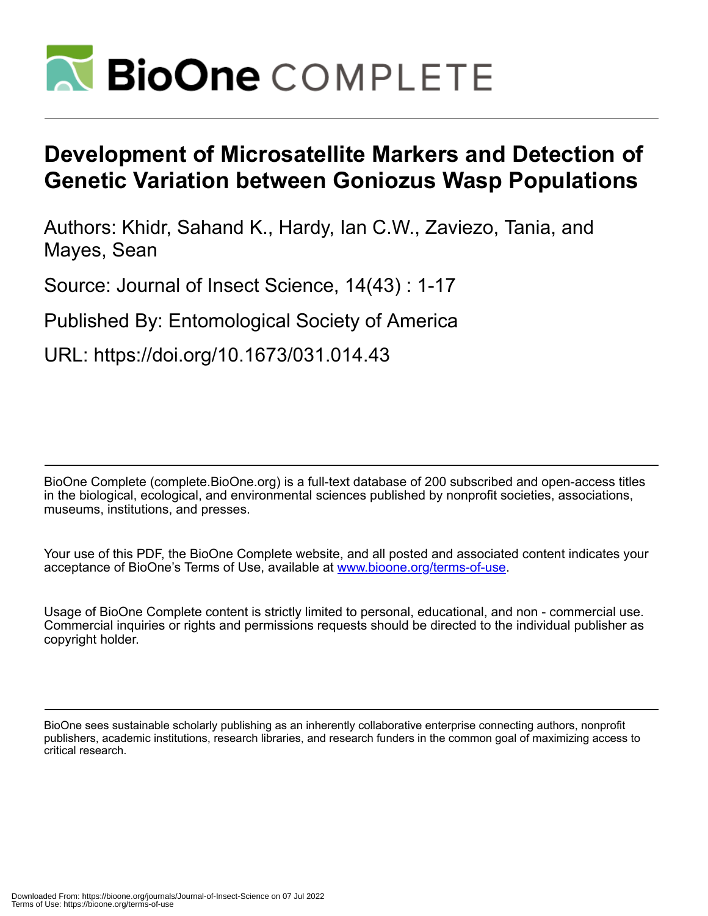# Development of Microsatellite Markers and Detection of Genetic Variation between Goniozus Wasp Populations

Authors: Khidr, Sahand K., Hardy, Ian C.W., Zaviezo, Tania, and Mayes, Sean

Source: Journal of Insect Science, 14(43) : 1-17

Published By: Entomological Society of America

URL: https://doi.org/10.1673/031.014.43

BioOne Complete (complete.BioOne.org) is a full-text database of 200 subscribed and open-access titles in the biological, ecological, and environmental sciences published by nonprofit societies, associations, museums, institutions, and presses.

Your use of this PDF, the BioOne Complete website, and all posted and associated content indicates your acceptance of BioOne's Terms of Use, available at www.bioone.org/terms-of-use.

Usage of BioOne Complete content is strictly limited to personal, educational, and non - commercial use. Commercial inquiries or rights and permissions requests should be directed to the individual publisher as copyright holder.

BioOne sees sustainable scholarly publishing as an inherently collaborative enterprise connecting authors, nonprofit publishers, academic institutions, research libraries, and research funders in the common goal of maximizing access to critical research.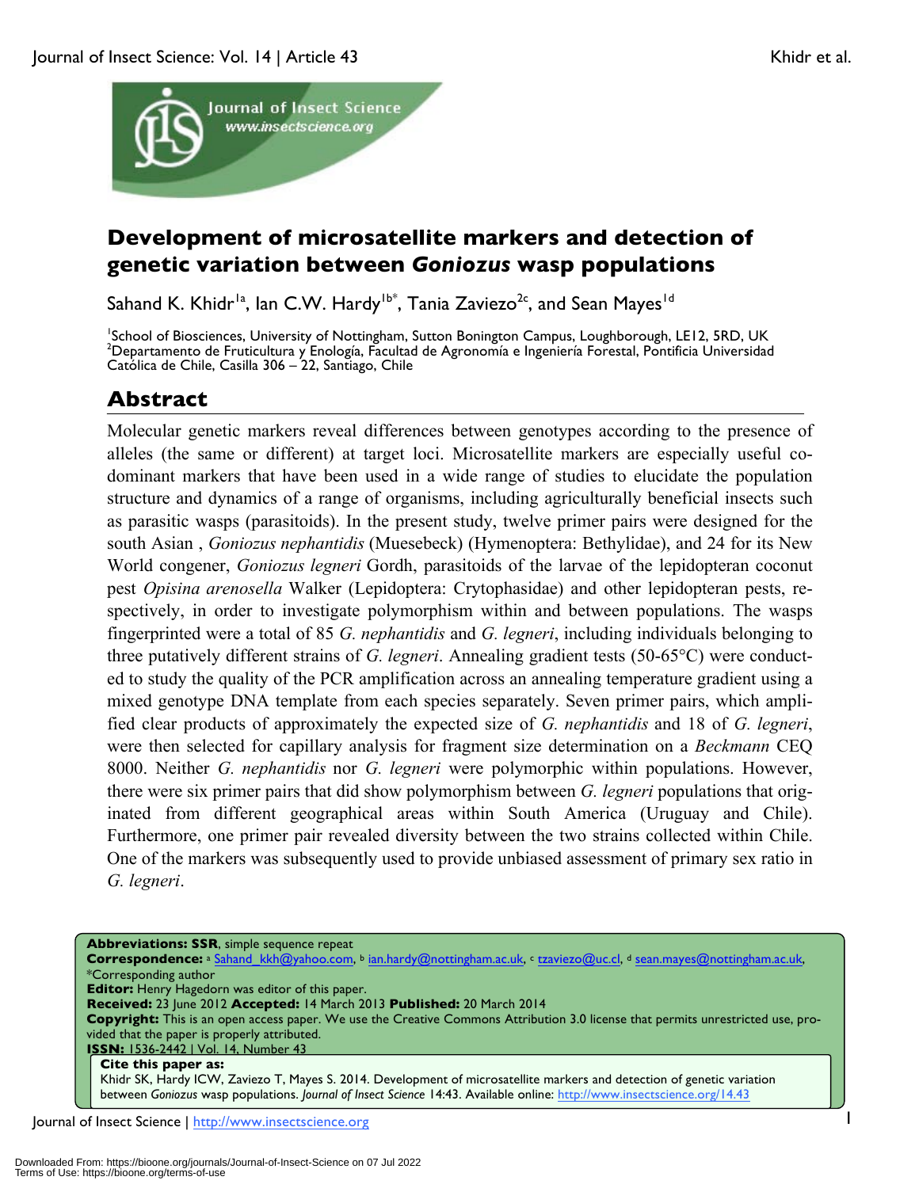# Development of microsatellite markers and detection of genetic variation between *Goniozus* wasp populations

Sahand K. Khidr[1a], Ian C.W. Hardy[1b*], Tania Zaviezo[2c], and Sean Mayes[1d]

[1]School of Biosciences, University of Nottingham, Sutton Bonington Campus, Loughborough, LE12, 5RD, UK
[2]Departamento de Fruticultura y Enología, Facultad de Agronomía e Ingeniería Forestal, Pontificia Universidad Católica de Chile, Casilla 306 – 22, Santiago, Chile

## Abstract

Molecular genetic markers reveal differences between genotypes according to the presence of alleles (the same or different) at target loci. Microsatellite markers are especially useful co-dominant markers that have been used in a wide range of studies to elucidate the population structure and dynamics of a range of organisms, including agriculturally beneficial insects such as parasitic wasps (parasitoids). In the present study, twelve primer pairs were designed for the south Asian , *Goniozus nephantidis* (Muesebeck) (Hymenoptera: Bethylidae), and 24 for its New World congener, *Goniozus legneri* Gordh, parasitoids of the larvae of the lepidopteran coconut pest *Opisina arenosella* Walker (Lepidoptera: Crytophasidae) and other lepidopteran pests, respectively, in order to investigate polymorphism within and between populations. The wasps fingerprinted were a total of 85 *G. nephantidis* and *G. legneri*, including individuals belonging to three putatively different strains of *G. legneri*. Annealing gradient tests (50-65°C) were conducted to study the quality of the PCR amplification across an annealing temperature gradient using a mixed genotype DNA template from each species separately. Seven primer pairs, which amplified clear products of approximately the expected size of *G. nephantidis* and 18 of *G. legneri*, were then selected for capillary analysis for fragment size determination on a *Beckmann* CEQ 8000. Neither *G. nephantidis* nor *G. legneri* were polymorphic within populations. However, there were six primer pairs that did show polymorphism between *G. legneri* populations that originated from different geographical areas within South America (Uruguay and Chile). Furthermore, one primer pair revealed diversity between the two strains collected within Chile. One of the markers was subsequently used to provide unbiased assessment of primary sex ratio in *G. legneri*.

**Abbreviations: SSR**, simple sequence repeat
**Correspondence:** [a] Sahand_kkh@yahoo.com, [b] ian.hardy@nottingham.ac.uk, [c] tzaviezo@uc.cl, [d] sean.mayes@nottingham.ac.uk, *Corresponding author
**Editor:** Henry Hagedorn was editor of this paper.
**Received:** 23 June 2012 **Accepted:** 14 March 2013 **Published:** 20 March 2014
**Copyright:** This is an open access paper. We use the Creative Commons Attribution 3.0 license that permits unrestricted use, provided that the paper is properly attributed.
**ISSN:** 1536-2442 | Vol. 14, Number 43

**Cite this paper as:**
Khidr SK, Hardy ICW, Zaviezo T, Mayes S. 2014. Development of microsatellite markers and detection of genetic variation between *Goniozus* wasp populations. *Journal of Insect Science* 14:43. Available online: http://www.insectscience.org/14.43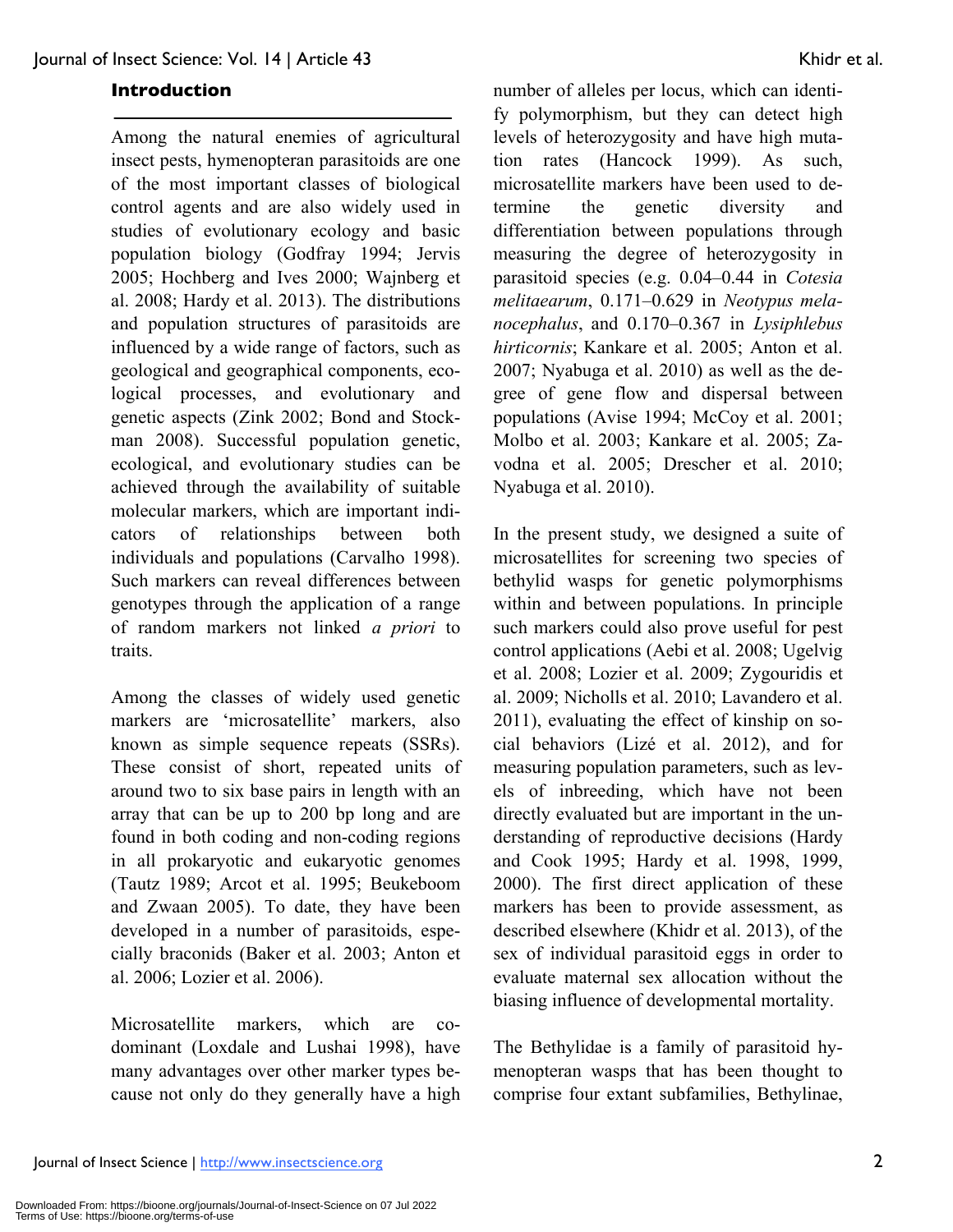## Introduction

Among the natural enemies of agricultural insect pests, hymenopteran parasitoids are one of the most important classes of biological control agents and are also widely used in studies of evolutionary ecology and basic population biology (Godfray 1994; Jervis 2005; Hochberg and Ives 2000; Wajnberg et al. 2008; Hardy et al. 2013). The distributions and population structures of parasitoids are influenced by a wide range of factors, such as geological and geographical components, ecological processes, and evolutionary and genetic aspects (Zink 2002; Bond and Stockman 2008). Successful population genetic, ecological, and evolutionary studies can be achieved through the availability of suitable molecular markers, which are important indicators of relationships between both individuals and populations (Carvalho 1998). Such markers can reveal differences between genotypes through the application of a range of random markers not linked *a priori* to traits.

Among the classes of widely used genetic markers are 'microsatellite' markers, also known as simple sequence repeats (SSRs). These consist of short, repeated units of around two to six base pairs in length with an array that can be up to 200 bp long and are found in both coding and non-coding regions in all prokaryotic and eukaryotic genomes (Tautz 1989; Arcot et al. 1995; Beukeboom and Zwaan 2005). To date, they have been developed in a number of parasitoids, especially braconids (Baker et al. 2003; Anton et al. 2006; Lozier et al. 2006).

Microsatellite markers, which are co-dominant (Loxdale and Lushai 1998), have many advantages over other marker types because not only do they generally have a high number of alleles per locus, which can identify polymorphism, but they can detect high levels of heterozygosity and have high mutation rates (Hancock 1999). As such, microsatellite markers have been used to determine the genetic diversity and differentiation between populations through measuring the degree of heterozygosity in parasitoid species (e.g. 0.04–0.44 in *Cotesia melitaearum*, 0.171–0.629 in *Neotypus melanocephalus*, and 0.170–0.367 in *Lysiphlebus hirticornis*; Kankare et al. 2005; Anton et al. 2007; Nyabuga et al. 2010) as well as the degree of gene flow and dispersal between populations (Avise 1994; McCoy et al. 2001; Molbo et al. 2003; Kankare et al. 2005; Zavodna et al. 2005; Drescher et al. 2010; Nyabuga et al. 2010).

In the present study, we designed a suite of microsatellites for screening two species of bethylid wasps for genetic polymorphisms within and between populations. In principle such markers could also prove useful for pest control applications (Aebi et al. 2008; Ugelvig et al. 2008; Lozier et al. 2009; Zygouridis et al. 2009; Nicholls et al. 2010; Lavandero et al. 2011), evaluating the effect of kinship on social behaviors (Lizé et al. 2012), and for measuring population parameters, such as levels of inbreeding, which have not been directly evaluated but are important in the understanding of reproductive decisions (Hardy and Cook 1995; Hardy et al. 1998, 1999, 2000). The first direct application of these markers has been to provide assessment, as described elsewhere (Khidr et al. 2013), of the sex of individual parasitoid eggs in order to evaluate maternal sex allocation without the biasing influence of developmental mortality.

The Bethylidae is a family of parasitoid hymenopteran wasps that has been thought to comprise four extant subfamilies, Bethylinae,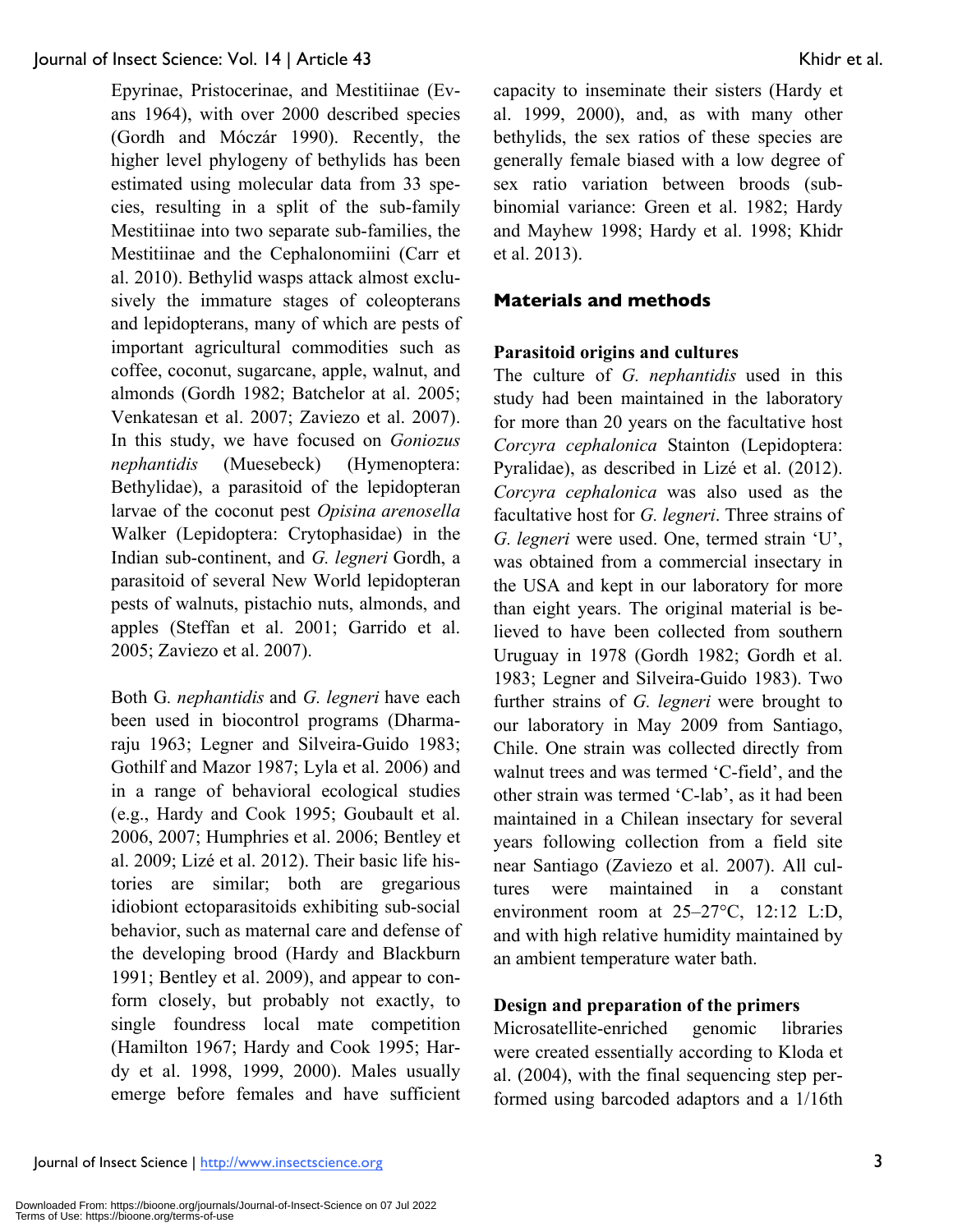Epyrinae, Pristocerinae, and Mestitiinae (Evans 1964), with over 2000 described species (Gordh and Móczár 1990). Recently, the higher level phylogeny of bethylids has been estimated using molecular data from 33 species, resulting in a split of the sub-family Mestitiinae into two separate sub-families, the Mestitiinae and the Cephalonomiini (Carr et al. 2010). Bethylid wasps attack almost exclusively the immature stages of coleopterans and lepidopterans, many of which are pests of important agricultural commodities such as coffee, coconut, sugarcane, apple, walnut, and almonds (Gordh 1982; Batchelor at al. 2005; Venkatesan et al. 2007; Zaviezo et al. 2007). In this study, we have focused on *Goniozus nephantidis* (Muesebeck) (Hymenoptera: Bethylidae), a parasitoid of the lepidopteran larvae of the coconut pest *Opisina arenosella* Walker (Lepidoptera: Crytophasidae) in the Indian sub-continent, and *G. legneri* Gordh, a parasitoid of several New World lepidopteran pests of walnuts, pistachio nuts, almonds, and apples (Steffan et al. 2001; Garrido et al. 2005; Zaviezo et al. 2007).

Both G*. nephantidis* and *G. legneri* have each been used in biocontrol programs (Dharmaraju 1963; Legner and Silveira-Guido 1983; Gothilf and Mazor 1987; Lyla et al. 2006) and in a range of behavioral ecological studies (e.g., Hardy and Cook 1995; Goubault et al. 2006, 2007; Humphries et al. 2006; Bentley et al. 2009; Lizé et al. 2012). Their basic life histories are similar; both are gregarious idiobiont ectoparasitoids exhibiting sub-social behavior, such as maternal care and defense of the developing brood (Hardy and Blackburn 1991; Bentley et al. 2009), and appear to conform closely, but probably not exactly, to single foundress local mate competition (Hamilton 1967; Hardy and Cook 1995; Hardy et al. 1998, 1999, 2000). Males usually emerge before females and have sufficient capacity to inseminate their sisters (Hardy et al. 1999, 2000), and, as with many other bethylids, the sex ratios of these species are generally female biased with a low degree of sex ratio variation between broods (sub-binomial variance: Green et al. 1982; Hardy and Mayhew 1998; Hardy et al. 1998; Khidr et al. 2013).

## Materials and methods

### Parasitoid origins and cultures

The culture of *G. nephantidis* used in this study had been maintained in the laboratory for more than 20 years on the facultative host *Corcyra cephalonica* Stainton (Lepidoptera: Pyralidae), as described in Lizé et al. (2012). *Corcyra cephalonica* was also used as the facultative host for *G. legneri*. Three strains of *G. legneri* were used. One, termed strain 'U', was obtained from a commercial insectary in the USA and kept in our laboratory for more than eight years. The original material is believed to have been collected from southern Uruguay in 1978 (Gordh 1982; Gordh et al. 1983; Legner and Silveira-Guido 1983). Two further strains of *G. legneri* were brought to our laboratory in May 2009 from Santiago, Chile. One strain was collected directly from walnut trees and was termed 'C-field', and the other strain was termed 'C-lab', as it had been maintained in a Chilean insectary for several years following collection from a field site near Santiago (Zaviezo et al. 2007). All cultures were maintained in a constant environment room at 25–27°C, 12:12 L:D, and with high relative humidity maintained by an ambient temperature water bath.

### Design and preparation of the primers

Microsatellite-enriched genomic libraries were created essentially according to Kloda et al. (2004), with the final sequencing step performed using barcoded adaptors and a 1/16th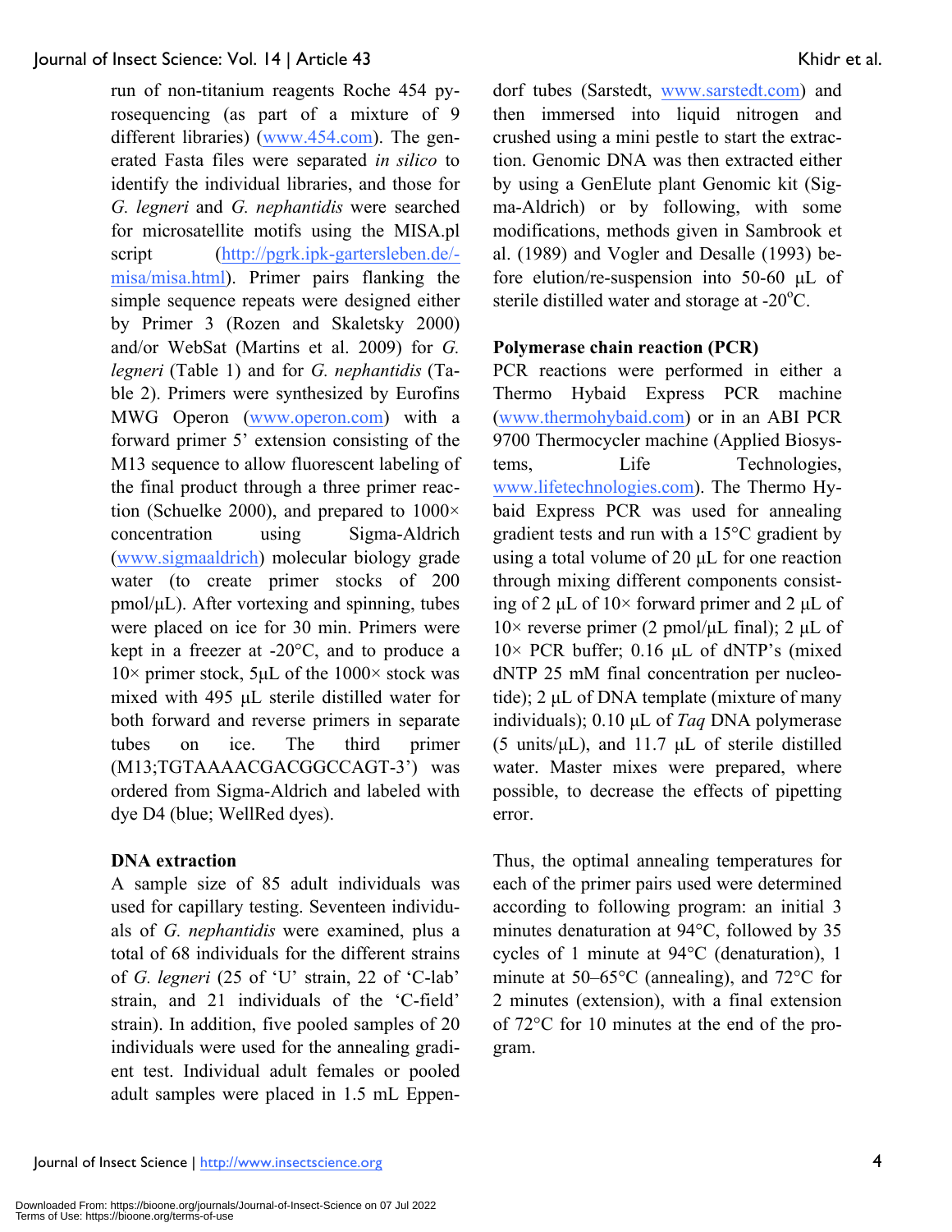run of non-titanium reagents Roche 454 pyrosequencing (as part of a mixture of 9 different libraries) (www.454.com). The generated Fasta files were separated *in silico* to identify the individual libraries, and those for *G. legneri* and *G. nephantidis* were searched for microsatellite motifs using the MISA.pl script (http://pgrk.ipk-gartersleben.de/-misa/misa.html). Primer pairs flanking the simple sequence repeats were designed either by Primer 3 (Rozen and Skaletsky 2000) and/or WebSat (Martins et al. 2009) for *G. legneri* (Table 1) and for *G. nephantidis* (Table 2). Primers were synthesized by Eurofins MWG Operon (www.operon.com) with a forward primer 5' extension consisting of the M13 sequence to allow fluorescent labeling of the final product through a three primer reaction (Schuelke 2000), and prepared to 1000× concentration using Sigma-Aldrich (www.sigmaaldrich) molecular biology grade water (to create primer stocks of 200 pmol/µL). After vortexing and spinning, tubes were placed on ice for 30 min. Primers were kept in a freezer at -20°C, and to produce a 10× primer stock, 5µL of the 1000× stock was mixed with 495 µL sterile distilled water for both forward and reverse primers in separate tubes on ice. The third primer (M13;TGTAAAACGACGGCCAGT-3') was ordered from Sigma-Aldrich and labeled with dye D4 (blue; WellRed dyes).

### DNA extraction

A sample size of 85 adult individuals was used for capillary testing. Seventeen individuals of *G. nephantidis* were examined, plus a total of 68 individuals for the different strains of *G. legneri* (25 of 'U' strain, 22 of 'C-lab' strain, and 21 individuals of the 'C-field' strain). In addition, five pooled samples of 20 individuals were used for the annealing gradient test. Individual adult females or pooled adult samples were placed in 1.5 mL Eppendorf tubes (Sarstedt, www.sarstedt.com) and then immersed into liquid nitrogen and crushed using a mini pestle to start the extraction. Genomic DNA was then extracted either by using a GenElute plant Genomic kit (Sigma-Aldrich) or by following, with some modifications, methods given in Sambrook et al. (1989) and Vogler and Desalle (1993) before elution/re-suspension into 50-60 µL of sterile distilled water and storage at -20°C.

### Polymerase chain reaction (PCR)

PCR reactions were performed in either a Thermo Hybaid Express PCR machine (www.thermohybaid.com) or in an ABI PCR 9700 Thermocycler machine (Applied Biosystems, Life Technologies, www.lifetechnologies.com). The Thermo Hybaid Express PCR was used for annealing gradient tests and run with a 15°C gradient by using a total volume of 20 µL for one reaction through mixing different components consisting of 2 µL of 10× forward primer and 2 µL of 10× reverse primer (2 pmol/µL final); 2 µL of 10× PCR buffer; 0.16 µL of dNTP's (mixed dNTP 25 mM final concentration per nucleotide); 2 µL of DNA template (mixture of many individuals); 0.10 µL of *Taq* DNA polymerase (5 units/µL), and 11.7 µL of sterile distilled water. Master mixes were prepared, where possible, to decrease the effects of pipetting error.

Thus, the optimal annealing temperatures for each of the primer pairs used were determined according to following program: an initial 3 minutes denaturation at 94°C, followed by 35 cycles of 1 minute at 94°C (denaturation), 1 minute at 50–65°C (annealing), and 72°C for 2 minutes (extension), with a final extension of 72°C for 10 minutes at the end of the program.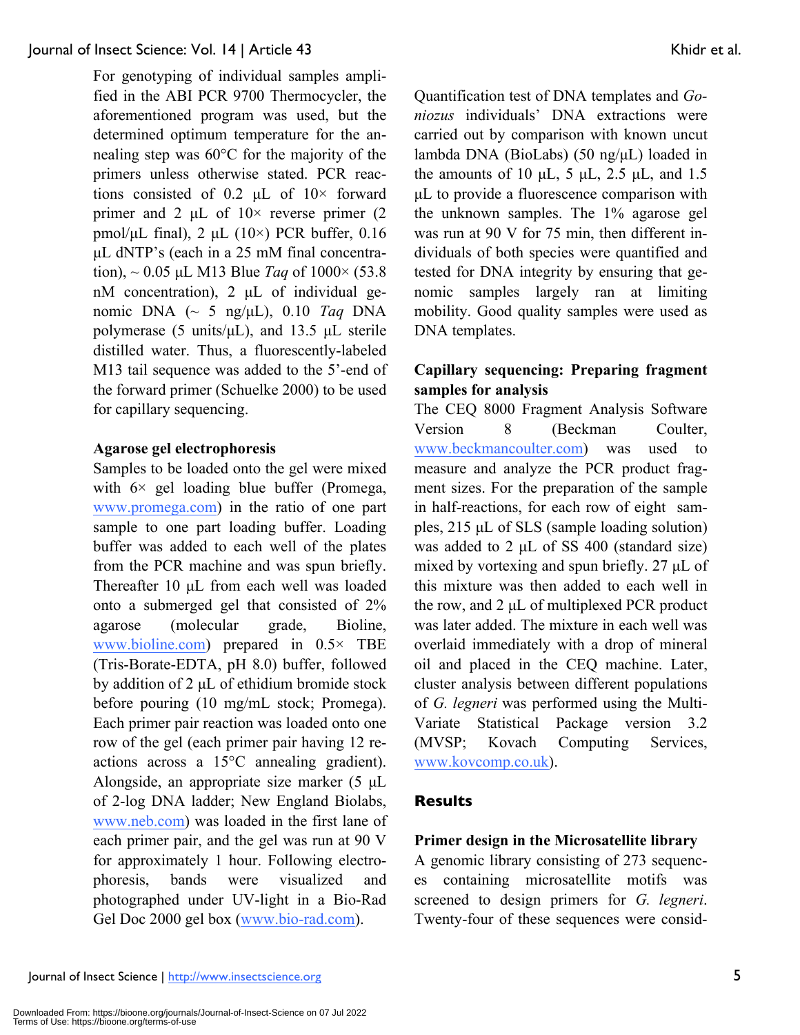For genotyping of individual samples amplified in the ABI PCR 9700 Thermocycler, the aforementioned program was used, but the determined optimum temperature for the annealing step was 60°C for the majority of the primers unless otherwise stated. PCR reactions consisted of 0.2 µL of 10× forward primer and 2 µL of 10× reverse primer (2 pmol/µL final), 2 µL (10×) PCR buffer, 0.16 µL dNTP's (each in a 25 mM final concentration), ~ 0.05 µL M13 Blue *Taq* of 1000× (53.8 nM concentration), 2 µL of individual genomic DNA (~ 5 ng/µL), 0.10 *Taq* DNA polymerase (5 units/µL), and 13.5 µL sterile distilled water. Thus, a fluorescently-labeled M13 tail sequence was added to the 5'-end of the forward primer (Schuelke 2000) to be used for capillary sequencing.

**Agarose gel electrophoresis**

Samples to be loaded onto the gel were mixed with 6× gel loading blue buffer (Promega, www.promega.com) in the ratio of one part sample to one part loading buffer. Loading buffer was added to each well of the plates from the PCR machine and was spun briefly. Thereafter 10 µL from each well was loaded onto a submerged gel that consisted of 2% agarose (molecular grade, Bioline, www.bioline.com) prepared in 0.5× TBE (Tris-Borate-EDTA, pH 8.0) buffer, followed by addition of 2 µL of ethidium bromide stock before pouring (10 mg/mL stock; Promega). Each primer pair reaction was loaded onto one row of the gel (each primer pair having 12 reactions across a 15°C annealing gradient). Alongside, an appropriate size marker (5 µL of 2-log DNA ladder; New England Biolabs, www.neb.com) was loaded in the first lane of each primer pair, and the gel was run at 90 V for approximately 1 hour. Following electrophoresis, bands were visualized and photographed under UV-light in a Bio-Rad Gel Doc 2000 gel box (www.bio-rad.com).

Quantification test of DNA templates and *Goniozus* individuals' DNA extractions were carried out by comparison with known uncut lambda DNA (BioLabs) (50 ng/µL) loaded in the amounts of 10 µL, 5 µL, 2.5 µL, and 1.5 µL to provide a fluorescence comparison with the unknown samples. The 1% agarose gel was run at 90 V for 75 min, then different individuals of both species were quantified and tested for DNA integrity by ensuring that genomic samples largely ran at limiting mobility. Good quality samples were used as DNA templates.

**Capillary sequencing: Preparing fragment samples for analysis**

The CEQ 8000 Fragment Analysis Software Version 8 (Beckman Coulter, www.beckmancoulter.com) was used to measure and analyze the PCR product fragment sizes. For the preparation of the sample in half-reactions, for each row of eight samples, 215 µL of SLS (sample loading solution) was added to 2 µL of SS 400 (standard size) mixed by vortexing and spun briefly. 27 µL of this mixture was then added to each well in the row, and 2 µL of multiplexed PCR product was later added. The mixture in each well was overlaid immediately with a drop of mineral oil and placed in the CEQ machine. Later, cluster analysis between different populations of *G. legneri* was performed using the Multi-Variate Statistical Package version 3.2 (MVSP; Kovach Computing Services, www.kovcomp.co.uk).

## Results

**Primer design in the Microsatellite library**

A genomic library consisting of 273 sequences containing microsatellite motifs was screened to design primers for *G. legneri*. Twenty-four of these sequences were consid-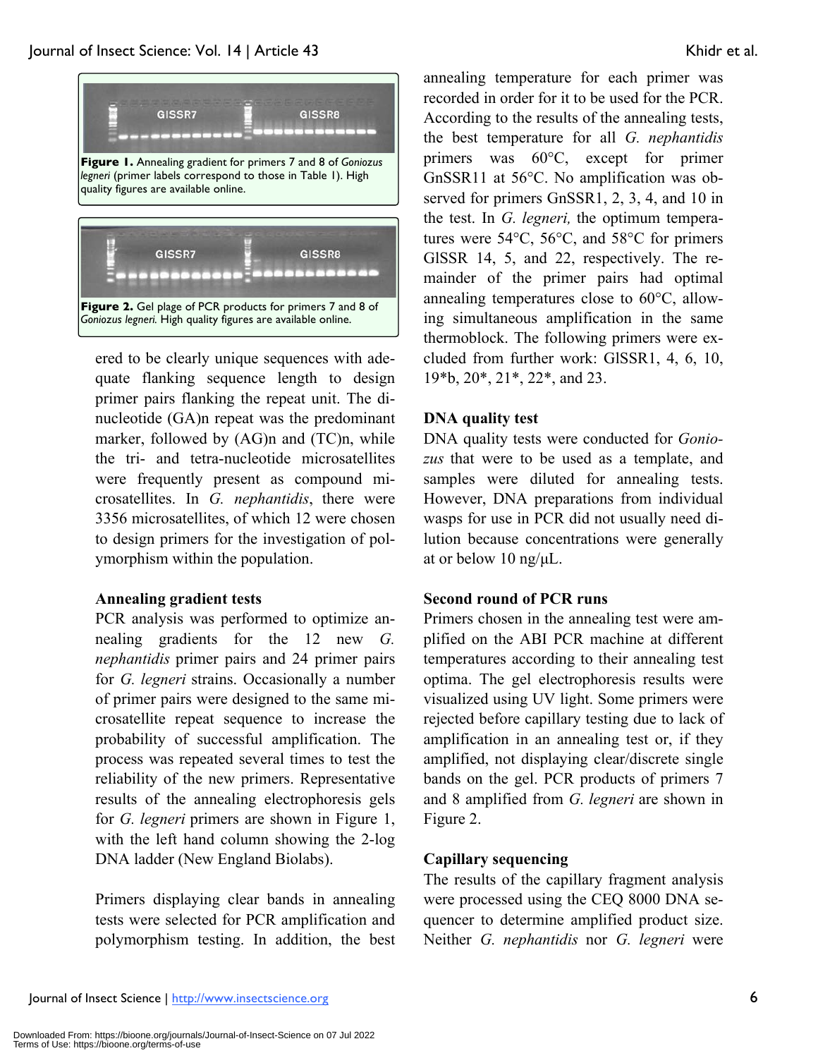**Figure 1.** Annealing gradient for primers 7 and 8 of *Goniozus legneri* (primer labels correspond to those in Table 1). High quality figures are available online.

**Figure 2.** Gel plage of PCR products for primers 7 and 8 of *Goniozus legneri.* High quality figures are available online.

ered to be clearly unique sequences with adequate flanking sequence length to design primer pairs flanking the repeat unit. The dinucleotide (GA)n repeat was the predominant marker, followed by (AG)n and (TC)n, while the tri- and tetra-nucleotide microsatellites were frequently present as compound microsatellites. In *G. nephantidis*, there were 3356 microsatellites, of which 12 were chosen to design primers for the investigation of polymorphism within the population.

**Annealing gradient tests**

PCR analysis was performed to optimize annealing gradients for the 12 new *G. nephantidis* primer pairs and 24 primer pairs for *G. legneri* strains. Occasionally a number of primer pairs were designed to the same microsatellite repeat sequence to increase the probability of successful amplification. The process was repeated several times to test the reliability of the new primers. Representative results of the annealing electrophoresis gels for *G. legneri* primers are shown in Figure 1, with the left hand column showing the 2-log DNA ladder (New England Biolabs).

Primers displaying clear bands in annealing tests were selected for PCR amplification and polymorphism testing. In addition, the best annealing temperature for each primer was recorded in order for it to be used for the PCR. According to the results of the annealing tests, the best temperature for all *G. nephantidis* primers was 60°C, except for primer GnSSR11 at 56°C. No amplification was observed for primers GnSSR1, 2, 3, 4, and 10 in the test. In *G. legneri,* the optimum temperatures were 54°C, 56°C, and 58°C for primers GlSSR 14, 5, and 22, respectively. The remainder of the primer pairs had optimal annealing temperatures close to 60°C, allowing simultaneous amplification in the same thermoblock. The following primers were excluded from further work: GlSSR1, 4, 6, 10, 19*b, 20*, 21*, 22*, and 23.

**DNA quality test**

DNA quality tests were conducted for *Goniozus* that were to be used as a template, and samples were diluted for annealing tests. However, DNA preparations from individual wasps for use in PCR did not usually need dilution because concentrations were generally at or below 10 ng/μL.

**Second round of PCR runs**

Primers chosen in the annealing test were amplified on the ABI PCR machine at different temperatures according to their annealing test optima. The gel electrophoresis results were visualized using UV light. Some primers were rejected before capillary testing due to lack of amplification in an annealing test or, if they amplified, not displaying clear/discrete single bands on the gel. PCR products of primers 7 and 8 amplified from *G. legneri* are shown in Figure 2.

**Capillary sequencing**

The results of the capillary fragment analysis were processed using the CEQ 8000 DNA sequencer to determine amplified product size. Neither *G. nephantidis* nor *G. legneri* were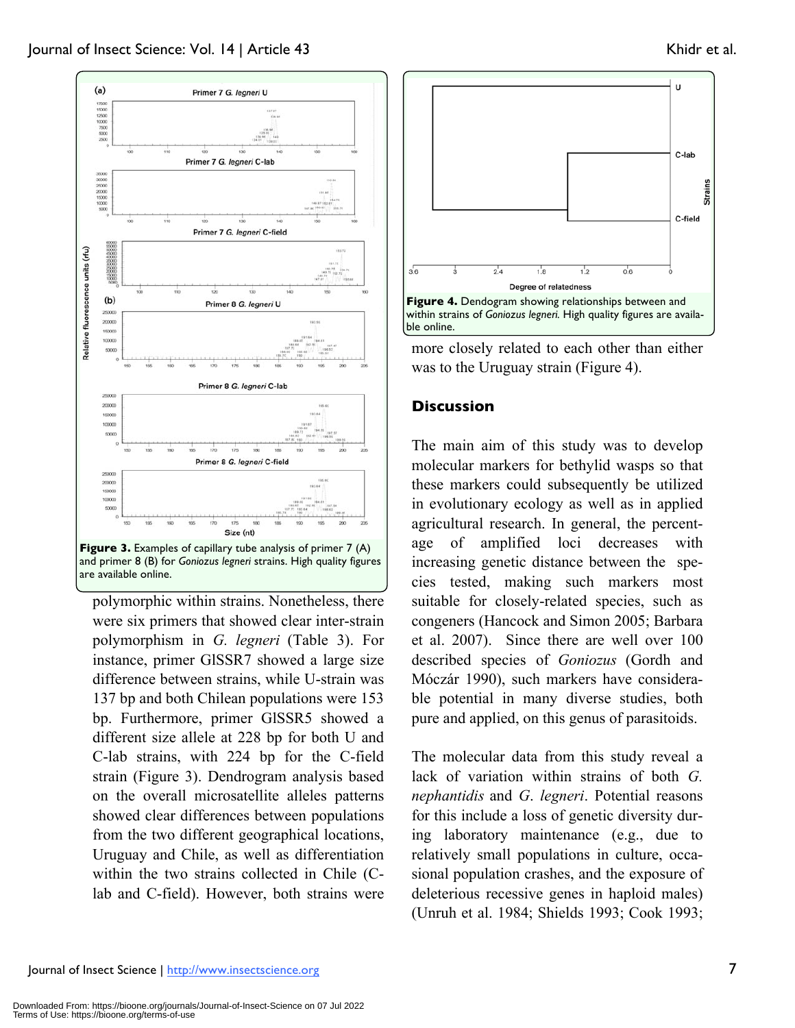**Figure 3.** Examples of capillary tube analysis of primer 7 (A) and primer 8 (B) for *Goniozus legneri* strains. High quality figures are available online.

polymorphic within strains. Nonetheless, there were six primers that showed clear inter-strain polymorphism in *G. legneri* (Table 3). For instance, primer GlSSR7 showed a large size difference between strains, while U-strain was 137 bp and both Chilean populations were 153 bp. Furthermore, primer GlSSR5 showed a different size allele at 228 bp for both U and C-lab strains, with 224 bp for the C-field strain (Figure 3). Dendrogram analysis based on the overall microsatellite alleles patterns showed clear differences between populations from the two different geographical locations, Uruguay and Chile, as well as differentiation within the two strains collected in Chile (C-lab and C-field). However, both strains were more closely related to each other than either was to the Uruguay strain (Figure 4).

**Figure 4.** Dendogram showing relationships between and within strains of *Goniozus legneri.* High quality figures are available online.

## Discussion

The main aim of this study was to develop molecular markers for bethylid wasps so that these markers could subsequently be utilized in evolutionary ecology as well as in applied agricultural research. In general, the percentage of amplified loci decreases with increasing genetic distance between the species tested, making such markers most suitable for closely-related species, such as congeners (Hancock and Simon 2005; Barbara et al. 2007). Since there are well over 100 described species of *Goniozus* (Gordh and Móczár 1990), such markers have considerable potential in many diverse studies, both pure and applied, on this genus of parasitoids.

The molecular data from this study reveal a lack of variation within strains of both *G. nephantidis* and *G. legneri*. Potential reasons for this include a loss of genetic diversity during laboratory maintenance (e.g., due to relatively small populations in culture, occasional population crashes, and the exposure of deleterious recessive genes in haploid males) (Unruh et al. 1984; Shields 1993; Cook 1993;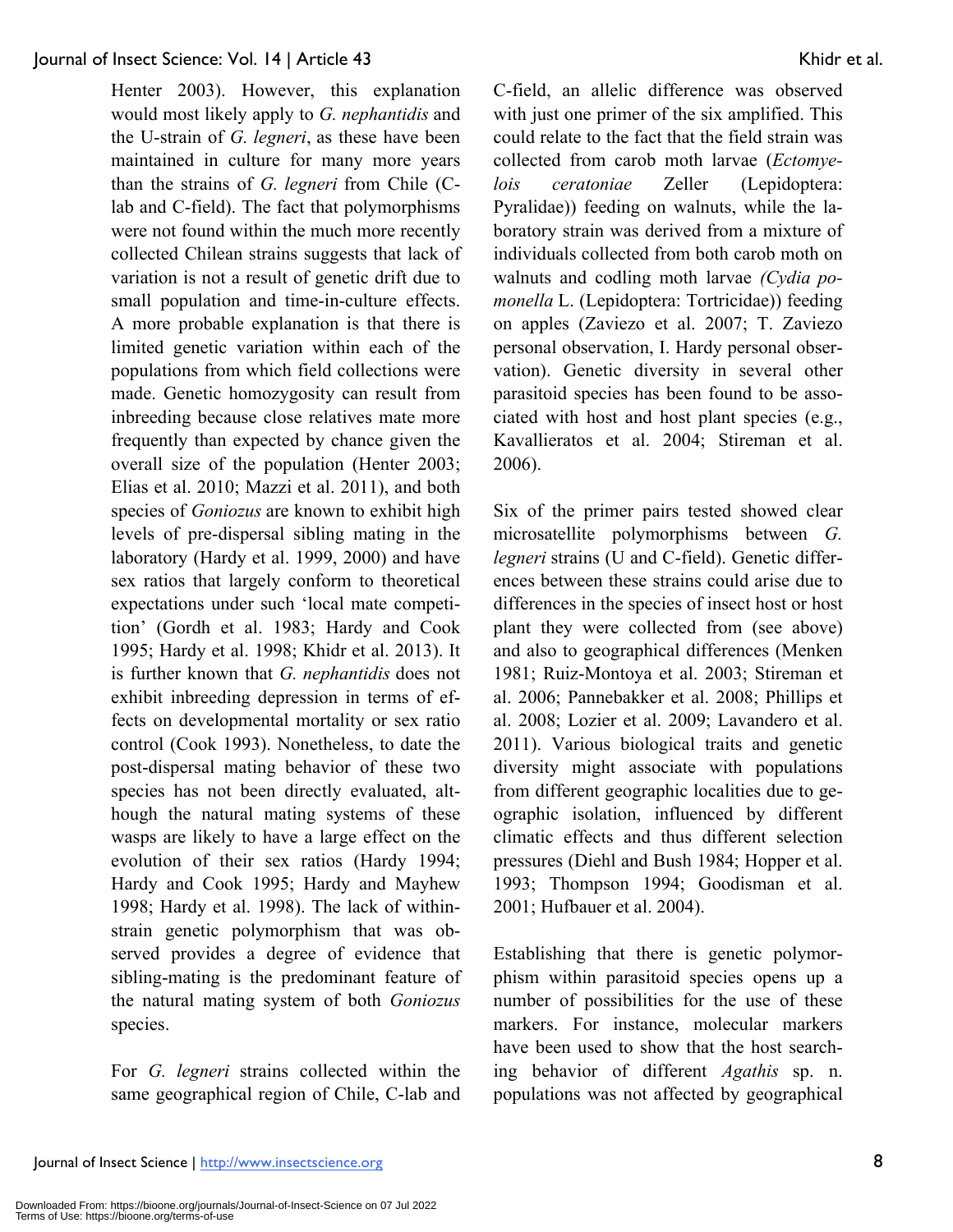Henter 2003). However, this explanation would most likely apply to *G. nephantidis* and the U-strain of *G. legneri*, as these have been maintained in culture for many more years than the strains of *G. legneri* from Chile (C-lab and C-field). The fact that polymorphisms were not found within the much more recently collected Chilean strains suggests that lack of variation is not a result of genetic drift due to small population and time-in-culture effects. A more probable explanation is that there is limited genetic variation within each of the populations from which field collections were made. Genetic homozygosity can result from inbreeding because close relatives mate more frequently than expected by chance given the overall size of the population (Henter 2003; Elias et al. 2010; Mazzi et al. 2011), and both species of *Goniozus* are known to exhibit high levels of pre-dispersal sibling mating in the laboratory (Hardy et al. 1999, 2000) and have sex ratios that largely conform to theoretical expectations under such 'local mate competition' (Gordh et al. 1983; Hardy and Cook 1995; Hardy et al. 1998; Khidr et al. 2013). It is further known that *G. nephantidis* does not exhibit inbreeding depression in terms of effects on developmental mortality or sex ratio control (Cook 1993). Nonetheless, to date the post-dispersal mating behavior of these two species has not been directly evaluated, although the natural mating systems of these wasps are likely to have a large effect on the evolution of their sex ratios (Hardy 1994; Hardy and Cook 1995; Hardy and Mayhew 1998; Hardy et al. 1998). The lack of within-strain genetic polymorphism that was observed provides a degree of evidence that sibling-mating is the predominant feature of the natural mating system of both *Goniozus* species.

For *G. legneri* strains collected within the same geographical region of Chile, C-lab and C-field, an allelic difference was observed with just one primer of the six amplified. This could relate to the fact that the field strain was collected from carob moth larvae (*Ectomyelois ceratoniae* Zeller (Lepidoptera: Pyralidae)) feeding on walnuts, while the laboratory strain was derived from a mixture of individuals collected from both carob moth on walnuts and codling moth larvae *(Cydia pomonella* L. (Lepidoptera: Tortricidae)) feeding on apples (Zaviezo et al. 2007; T. Zaviezo personal observation, I. Hardy personal observation). Genetic diversity in several other parasitoid species has been found to be associated with host and host plant species (e.g., Kavallieratos et al. 2004; Stireman et al. 2006).

Six of the primer pairs tested showed clear microsatellite polymorphisms between *G. legneri* strains (U and C-field). Genetic differences between these strains could arise due to differences in the species of insect host or host plant they were collected from (see above) and also to geographical differences (Menken 1981; Ruiz-Montoya et al. 2003; Stireman et al. 2006; Pannebakker et al. 2008; Phillips et al. 2008; Lozier et al. 2009; Lavandero et al. 2011). Various biological traits and genetic diversity might associate with populations from different geographic localities due to geographic isolation, influenced by different climatic effects and thus different selection pressures (Diehl and Bush 1984; Hopper et al. 1993; Thompson 1994; Goodisman et al. 2001; Hufbauer et al. 2004).

Establishing that there is genetic polymorphism within parasitoid species opens up a number of possibilities for the use of these markers. For instance, molecular markers have been used to show that the host searching behavior of different *Agathis* sp. n. populations was not affected by geographical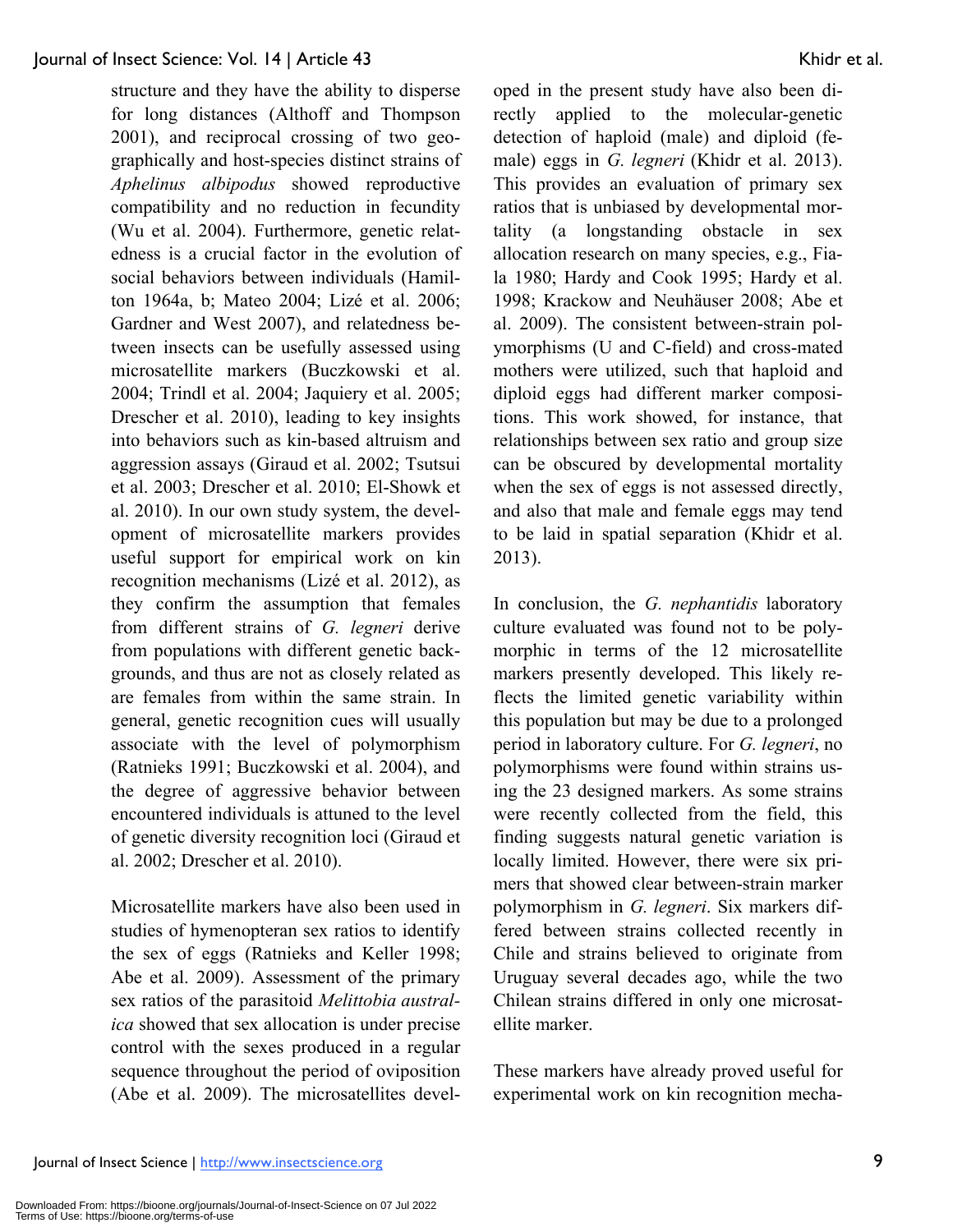structure and they have the ability to disperse for long distances (Althoff and Thompson 2001), and reciprocal crossing of two geographically and host-species distinct strains of *Aphelinus albipodus* showed reproductive compatibility and no reduction in fecundity (Wu et al. 2004). Furthermore, genetic relatedness is a crucial factor in the evolution of social behaviors between individuals (Hamilton 1964a, b; Mateo 2004; Lizé et al. 2006; Gardner and West 2007), and relatedness between insects can be usefully assessed using microsatellite markers (Buczkowski et al. 2004; Trindl et al. 2004; Jaquiery et al. 2005; Drescher et al. 2010), leading to key insights into behaviors such as kin-based altruism and aggression assays (Giraud et al. 2002; Tsutsui et al. 2003; Drescher et al. 2010; El-Showk et al. 2010). In our own study system, the development of microsatellite markers provides useful support for empirical work on kin recognition mechanisms (Lizé et al. 2012), as they confirm the assumption that females from different strains of *G. legneri* derive from populations with different genetic backgrounds, and thus are not as closely related as are females from within the same strain. In general, genetic recognition cues will usually associate with the level of polymorphism (Ratnieks 1991; Buczkowski et al. 2004), and the degree of aggressive behavior between encountered individuals is attuned to the level of genetic diversity recognition loci (Giraud et al. 2002; Drescher et al. 2010).

Microsatellite markers have also been used in studies of hymenopteran sex ratios to identify the sex of eggs (Ratnieks and Keller 1998; Abe et al. 2009). Assessment of the primary sex ratios of the parasitoid *Melittobia australica* showed that sex allocation is under precise control with the sexes produced in a regular sequence throughout the period of oviposition (Abe et al. 2009). The microsatellites developed in the present study have also been directly applied to the molecular-genetic detection of haploid (male) and diploid (female) eggs in *G. legneri* (Khidr et al. 2013). This provides an evaluation of primary sex ratios that is unbiased by developmental mortality (a longstanding obstacle in sex allocation research on many species, e.g., Fiala 1980; Hardy and Cook 1995; Hardy et al. 1998; Krackow and Neuhäuser 2008; Abe et al. 2009). The consistent between-strain polymorphisms (U and C-field) and cross-mated mothers were utilized, such that haploid and diploid eggs had different marker compositions. This work showed, for instance, that relationships between sex ratio and group size can be obscured by developmental mortality when the sex of eggs is not assessed directly, and also that male and female eggs may tend to be laid in spatial separation (Khidr et al. 2013).

In conclusion, the *G. nephantidis* laboratory culture evaluated was found not to be polymorphic in terms of the 12 microsatellite markers presently developed. This likely reflects the limited genetic variability within this population but may be due to a prolonged period in laboratory culture. For *G. legneri*, no polymorphisms were found within strains using the 23 designed markers. As some strains were recently collected from the field, this finding suggests natural genetic variation is locally limited. However, there were six primers that showed clear between-strain marker polymorphism in *G. legneri*. Six markers differed between strains collected recently in Chile and strains believed to originate from Uruguay several decades ago, while the two Chilean strains differed in only one microsatellite marker.

These markers have already proved useful for experimental work on kin recognition mecha-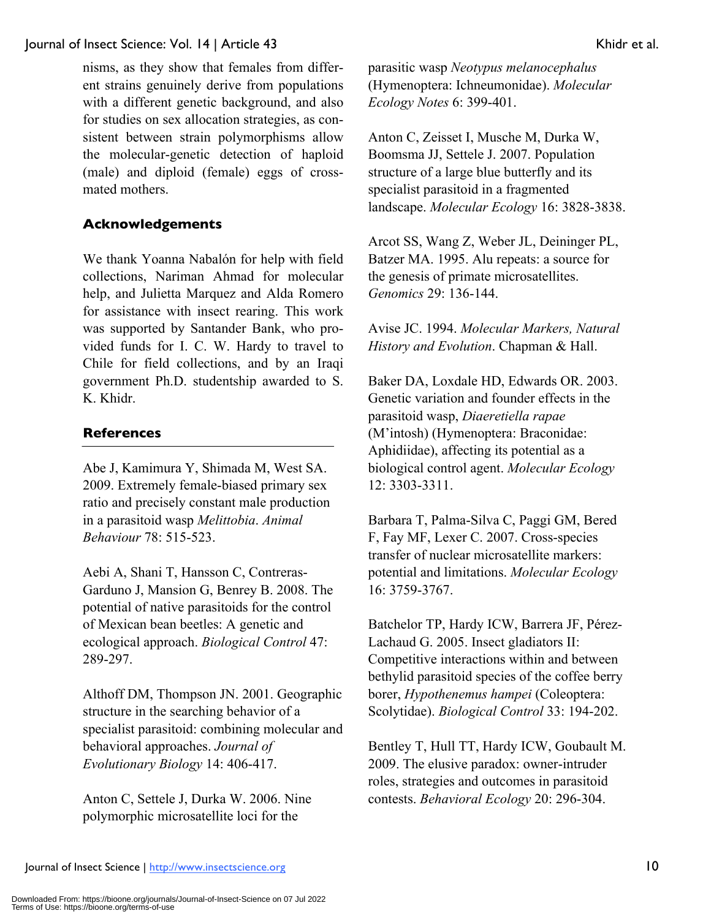nisms, as they show that females from different strains genuinely derive from populations with a different genetic background, and also for studies on sex allocation strategies, as consistent between strain polymorphisms allow the molecular-genetic detection of haploid (male) and diploid (female) eggs of cross-mated mothers.

## Acknowledgements

We thank Yoanna Nabalón for help with field collections, Nariman Ahmad for molecular help, and Julietta Marquez and Alda Romero for assistance with insect rearing. This work was supported by Santander Bank, who provided funds for I. C. W. Hardy to travel to Chile for field collections, and by an Iraqi government Ph.D. studentship awarded to S. K. Khidr.

## References

Abe J, Kamimura Y, Shimada M, West SA. 2009. Extremely female-biased primary sex ratio and precisely constant male production in a parasitoid wasp *Melittobia*. *Animal Behaviour* 78: 515-523.

Aebi A, Shani T, Hansson C, Contreras-Garduno J, Mansion G, Benrey B. 2008. The potential of native parasitoids for the control of Mexican bean beetles: A genetic and ecological approach. *Biological Control* 47: 289-297.

Althoff DM, Thompson JN. 2001. Geographic structure in the searching behavior of a specialist parasitoid: combining molecular and behavioral approaches. *Journal of Evolutionary Biology* 14: 406-417.

Anton C, Settele J, Durka W. 2006. Nine polymorphic microsatellite loci for the parasitic wasp *Neotypus melanocephalus* (Hymenoptera: Ichneumonidae). *Molecular Ecology Notes* 6: 399-401.

Anton C, Zeisset I, Musche M, Durka W, Boomsma JJ, Settele J. 2007. Population structure of a large blue butterfly and its specialist parasitoid in a fragmented landscape. *Molecular Ecology* 16: 3828-3838.

Arcot SS, Wang Z, Weber JL, Deininger PL, Batzer MA. 1995. Alu repeats: a source for the genesis of primate microsatellites. *Genomics* 29: 136-144.

Avise JC. 1994. *Molecular Markers, Natural History and Evolution*. Chapman & Hall.

Baker DA, Loxdale HD, Edwards OR. 2003. Genetic variation and founder effects in the parasitoid wasp, *Diaeretiella rapae* (M'intosh) (Hymenoptera: Braconidae: Aphidiidae), affecting its potential as a biological control agent. *Molecular Ecology* 12: 3303-3311.

Barbara T, Palma-Silva C, Paggi GM, Bered F, Fay MF, Lexer C. 2007. Cross-species transfer of nuclear microsatellite markers: potential and limitations. *Molecular Ecology* 16: 3759-3767.

Batchelor TP, Hardy ICW, Barrera JF, Pérez-Lachaud G. 2005. Insect gladiators II: Competitive interactions within and between bethylid parasitoid species of the coffee berry borer, *Hypothenemus hampei* (Coleoptera: Scolytidae). *Biological Control* 33: 194-202.

Bentley T, Hull TT, Hardy ICW, Goubault M. 2009. The elusive paradox: owner-intruder roles, strategies and outcomes in parasitoid contests. *Behavioral Ecology* 20: 296-304.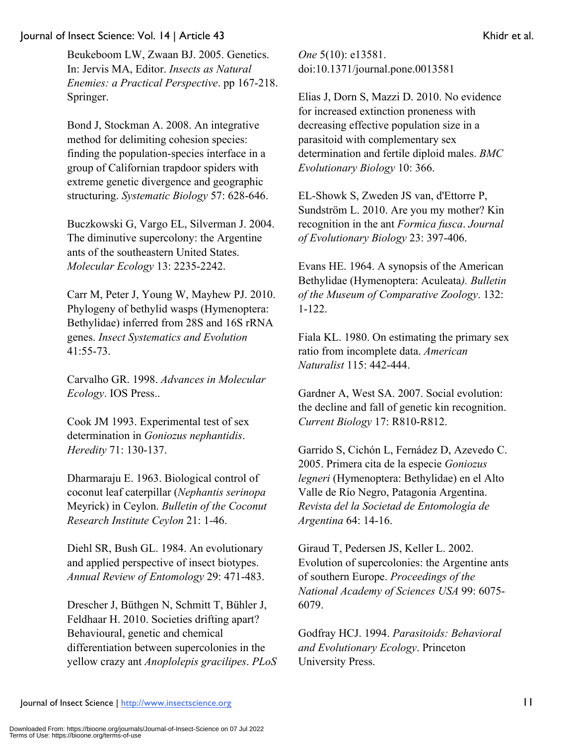Beukeboom LW, Zwaan BJ. 2005. Genetics. In: Jervis MA, Editor. *Insects as Natural Enemies: a Practical Perspective*. pp 167-218. Springer.

Bond J, Stockman A. 2008. An integrative method for delimiting cohesion species: finding the population-species interface in a group of Californian trapdoor spiders with extreme genetic divergence and geographic structuring. *Systematic Biology* 57: 628-646.

Buczkowski G, Vargo EL, Silverman J. 2004. The diminutive supercolony: the Argentine ants of the southeastern United States. *Molecular Ecology* 13: 2235-2242.

Carr M, Peter J, Young W, Mayhew PJ. 2010. Phylogeny of bethylid wasps (Hymenoptera: Bethylidae) inferred from 28S and 16S rRNA genes. *Insect Systematics and Evolution* 41:55-73.

Carvalho GR. 1998. *Advances in Molecular Ecology*. IOS Press..

Cook JM 1993. Experimental test of sex determination in *Goniozus nephantidis*. *Heredity* 71: 130-137.

Dharmaraju E. 1963. Biological control of coconut leaf caterpillar (*Nephantis serinopa* Meyrick) in Ceylon. *Bulletin of the Coconut Research Institute Ceylon* 21: 1-46.

Diehl SR, Bush GL. 1984. An evolutionary and applied perspective of insect biotypes. *Annual Review of Entomology* 29: 471-483.

Drescher J, Büthgen N, Schmitt T, Bühler J, Feldhaar H. 2010. Societies drifting apart? Behavioural, genetic and chemical differentiation between supercolonies in the yellow crazy ant *Anoplolepis gracilipes*. *PLoS One* 5(10): e13581. doi:10.1371/journal.pone.0013581

Elias J, Dorn S, Mazzi D. 2010. No evidence for increased extinction proneness with decreasing effective population size in a parasitoid with complementary sex determination and fertile diploid males. *BMC Evolutionary Biology* 10: 366.

EL-Showk S, Zweden JS van, d'Ettorre P, Sundström L. 2010. Are you my mother? Kin recognition in the ant *Formica fusca*. *Journal of Evolutionary Biology* 23: 397-406.

Evans HE. 1964. A synopsis of the American Bethylidae (Hymenoptera: Aculeata*). Bulletin of the Museum of Comparative Zoology*. 132: 1-122.

Fiala KL. 1980. On estimating the primary sex ratio from incomplete data. *American Naturalist* 115: 442-444.

Gardner A, West SA. 2007. Social evolution: the decline and fall of genetic kin recognition. *Current Biology* 17: R810-R812.

Garrido S, Cichón L, Fernádez D, Azevedo C. 2005. Primera cita de la especie *Goniozus legneri* (Hymenoptera: Bethylidae) en el Alto Valle de Río Negro, Patagonia Argentina. *Revista del la Societad de Entomología de Argentina* 64: 14-16.

Giraud T, Pedersen JS, Keller L. 2002. Evolution of supercolonies: the Argentine ants of southern Europe. *Proceedings of the National Academy of Sciences USA* 99: 6075-6079.

Godfray HCJ. 1994. *Parasitoids: Behavioral and Evolutionary Ecology*. Princeton University Press.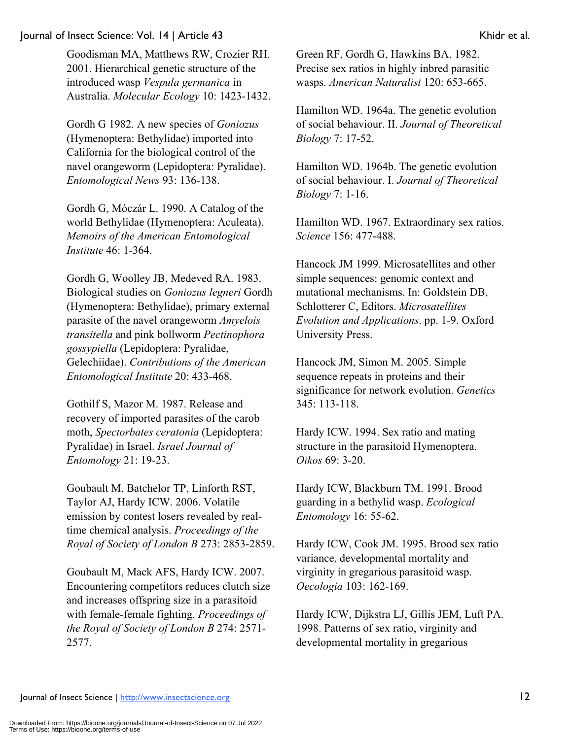Goodisman MA, Matthews RW, Crozier RH. 2001. Hierarchical genetic structure of the introduced wasp *Vespula germanica* in Australia. *Molecular Ecology* 10: 1423-1432.

Gordh G 1982. A new species of *Goniozus* (Hymenoptera: Bethylidae) imported into California for the biological control of the navel orangeworm (Lepidoptera: Pyralidae). *Entomological News* 93: 136-138.

Gordh G, Móczár L. 1990. A Catalog of the world Bethylidae (Hymenoptera: Aculeata). *Memoirs of the American Entomological Institute* 46: 1-364.

Gordh G, Woolley JB, Medeved RA. 1983. Biological studies on *Goniozus legneri* Gordh (Hymenoptera: Bethylidae), primary external parasite of the navel orangeworm *Amyelois transitella* and pink bollworm *Pectinophora gossypiella* (Lepidoptera: Pyralidae, Gelechiidae). *Contributions of the American Entomological Institute* 20: 433-468.

Gothilf S, Mazor M. 1987. Release and recovery of imported parasites of the carob moth, *Spectorbates ceratonia* (Lepidoptera: Pyralidae) in Israel. *Israel Journal of Entomology* 21: 19-23.

Goubault M, Batchelor TP, Linforth RST, Taylor AJ, Hardy ICW. 2006. Volatile emission by contest losers revealed by real-time chemical analysis. *Proceedings of the Royal of Society of London B* 273: 2853-2859.

Goubault M, Mack AFS, Hardy ICW. 2007. Encountering competitors reduces clutch size and increases offspring size in a parasitoid with female-female fighting. *Proceedings of the Royal of Society of London B* 274: 2571-2577.

Green RF, Gordh G, Hawkins BA. 1982. Precise sex ratios in highly inbred parasitic wasps. *American Naturalist* 120: 653-665.

Hamilton WD. 1964a. The genetic evolution of social behaviour. II. *Journal of Theoretical Biology* 7: 17-52.

Hamilton WD. 1964b. The genetic evolution of social behaviour. I. *Journal of Theoretical Biology* 7: 1-16.

Hamilton WD. 1967. Extraordinary sex ratios. *Science* 156: 477-488.

Hancock JM 1999. Microsatellites and other simple sequences: genomic context and mutational mechanisms. In: Goldstein DB, Schlotterer C, Editors. *Microsatellites Evolution and Applications*. pp. 1-9. Oxford University Press.

Hancock JM, Simon M. 2005. Simple sequence repeats in proteins and their significance for network evolution. *Genetics* 345: 113-118.

Hardy ICW. 1994. Sex ratio and mating structure in the parasitoid Hymenoptera. *Oikos* 69: 3-20.

Hardy ICW, Blackburn TM. 1991. Brood guarding in a bethylid wasp. *Ecological Entomology* 16: 55-62.

Hardy ICW, Cook JM. 1995. Brood sex ratio variance, developmental mortality and virginity in gregarious parasitoid wasp. *Oecologia* 103: 162-169.

Hardy ICW, Dijkstra LJ, Gillis JEM, Luft PA. 1998. Patterns of sex ratio, virginity and developmental mortality in gregarious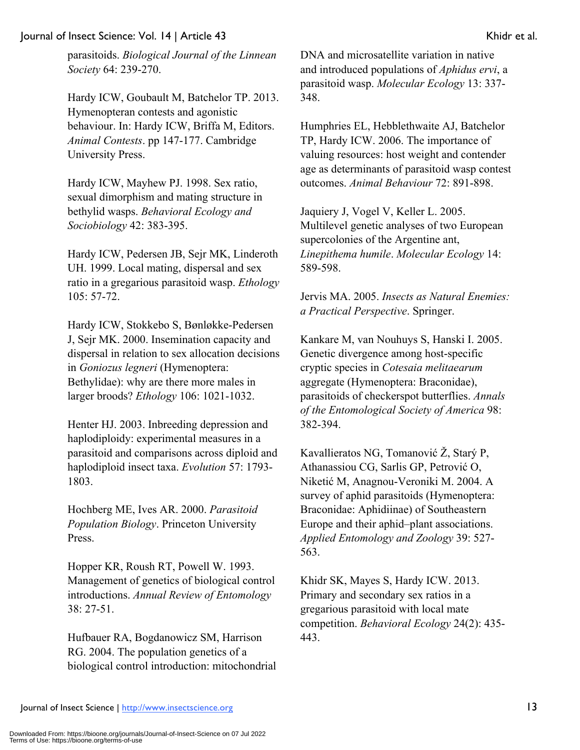parasitoids. *Biological Journal of the Linnean Society* 64: 239-270.

Hardy ICW, Goubault M, Batchelor TP. 2013. Hymenopteran contests and agonistic behaviour. In: Hardy ICW, Briffa M, Editors. *Animal Contests*. pp 147-177. Cambridge University Press.

Hardy ICW, Mayhew PJ. 1998. Sex ratio, sexual dimorphism and mating structure in bethylid wasps. *Behavioral Ecology and Sociobiology* 42: 383-395.

Hardy ICW, Pedersen JB, Sejr MK, Linderoth UH. 1999. Local mating, dispersal and sex ratio in a gregarious parasitoid wasp. *Ethology* 105: 57-72.

Hardy ICW, Stokkebo S, Bønløkke-Pedersen J, Sejr MK. 2000. Insemination capacity and dispersal in relation to sex allocation decisions in *Goniozus legneri* (Hymenoptera: Bethylidae): why are there more males in larger broods? *Ethology* 106: 1021-1032.

Henter HJ. 2003. Inbreeding depression and haplodiploidy: experimental measures in a parasitoid and comparisons across diploid and haplodiploid insect taxa. *Evolution* 57: 1793-1803.

Hochberg ME, Ives AR. 2000. *Parasitoid Population Biology*. Princeton University Press.

Hopper KR, Roush RT, Powell W. 1993. Management of genetics of biological control introductions. *Annual Review of Entomology* 38: 27-51.

Hufbauer RA, Bogdanowicz SM, Harrison RG. 2004. The population genetics of a biological control introduction: mitochondrial DNA and microsatellite variation in native and introduced populations of *Aphidus ervi*, a parasitoid wasp. *Molecular Ecology* 13: 337-348.

Humphries EL, Hebblethwaite AJ, Batchelor TP, Hardy ICW. 2006. The importance of valuing resources: host weight and contender age as determinants of parasitoid wasp contest outcomes. *Animal Behaviour* 72: 891-898.

Jaquiery J, Vogel V, Keller L. 2005. Multilevel genetic analyses of two European supercolonies of the Argentine ant, *Linepithema humile*. *Molecular Ecology* 14: 589-598.

Jervis MA. 2005. *Insects as Natural Enemies: a Practical Perspective*. Springer.

Kankare M, van Nouhuys S, Hanski I. 2005. Genetic divergence among host-specific cryptic species in *Cotesaia melitaearum* aggregate (Hymenoptera: Braconidae), parasitoids of checkerspot butterflies. *Annals of the Entomological Society of America* 98: 382-394.

Kavallieratos NG, Tomanović Ž, Starý P, Athanassiou CG, Sarlis GP, Petrović O, Niketić M, Anagnou-Veroniki M. 2004. A survey of aphid parasitoids (Hymenoptera: Braconidae: Aphidiinae) of Southeastern Europe and their aphid–plant associations. *Applied Entomology and Zoology* 39: 527-563.

Khidr SK, Mayes S, Hardy ICW. 2013. Primary and secondary sex ratios in a gregarious parasitoid with local mate competition. *Behavioral Ecology* 24(2): 435-443.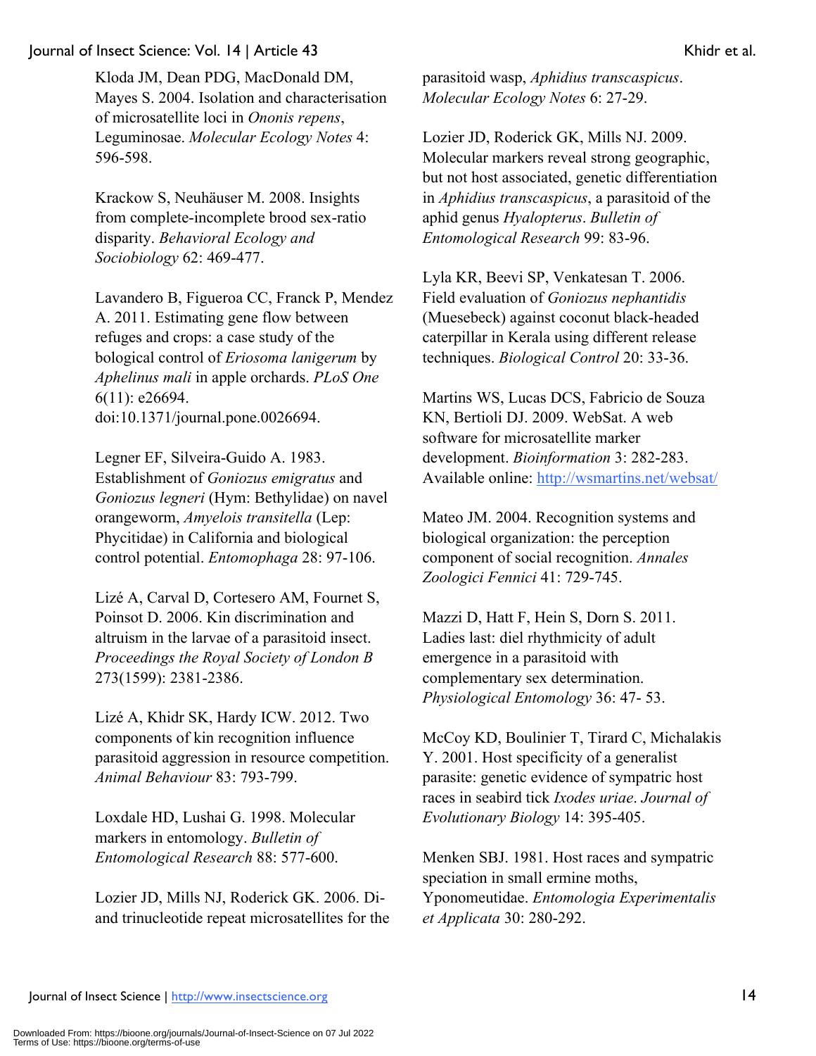Kloda JM, Dean PDG, MacDonald DM, Mayes S. 2004. Isolation and characterisation of microsatellite loci in *Ononis repens*, Leguminosae. *Molecular Ecology Notes* 4: 596-598.

Krackow S, Neuhäuser M. 2008. Insights from complete-incomplete brood sex-ratio disparity. *Behavioral Ecology and Sociobiology* 62: 469-477.

Lavandero B, Figueroa CC, Franck P, Mendez A. 2011. Estimating gene flow between refuges and crops: a case study of the bological control of *Eriosoma lanigerum* by *Aphelinus mali* in apple orchards. *PLoS One* 6(11): e26694. doi:10.1371/journal.pone.0026694.

Legner EF, Silveira-Guido A. 1983. Establishment of *Goniozus emigratus* and *Goniozus legneri* (Hym: Bethylidae) on navel orangeworm, *Amyelois transitella* (Lep: Phycitidae) in California and biological control potential. *Entomophaga* 28: 97-106.

Lizé A, Carval D, Cortesero AM, Fournet S, Poinsot D. 2006. Kin discrimination and altruism in the larvae of a parasitoid insect. *Proceedings the Royal Society of London B* 273(1599): 2381-2386.

Lizé A, Khidr SK, Hardy ICW. 2012. Two components of kin recognition influence parasitoid aggression in resource competition. *Animal Behaviour* 83: 793-799.

Loxdale HD, Lushai G. 1998. Molecular markers in entomology. *Bulletin of Entomological Research* 88: 577-600.

Lozier JD, Mills NJ, Roderick GK. 2006. Di- and trinucleotide repeat microsatellites for the parasitoid wasp, *Aphidius transcaspicus*. *Molecular Ecology Notes* 6: 27-29.

Lozier JD, Roderick GK, Mills NJ. 2009. Molecular markers reveal strong geographic, but not host associated, genetic differentiation in *Aphidius transcaspicus*, a parasitoid of the aphid genus *Hyalopterus*. *Bulletin of Entomological Research* 99: 83-96.

Lyla KR, Beevi SP, Venkatesan T. 2006. Field evaluation of *Goniozus nephantidis* (Muesebeck) against coconut black-headed caterpillar in Kerala using different release techniques. *Biological Control* 20: 33-36.

Martins WS, Lucas DCS, Fabricio de Souza KN, Bertioli DJ. 2009. WebSat. A web software for microsatellite marker development. *Bioinformation* 3: 282-283. Available online: http://wsmartins.net/websat/

Mateo JM. 2004. Recognition systems and biological organization: the perception component of social recognition. *Annales Zoologici Fennici* 41: 729-745.

Mazzi D, Hatt F, Hein S, Dorn S. 2011. Ladies last: diel rhythmicity of adult emergence in a parasitoid with complementary sex determination. *Physiological Entomology* 36: 47- 53.

McCoy KD, Boulinier T, Tirard C, Michalakis Y. 2001. Host specificity of a generalist parasite: genetic evidence of sympatric host races in seabird tick *Ixodes uriae*. *Journal of Evolutionary Biology* 14: 395-405.

Menken SBJ. 1981. Host races and sympatric speciation in small ermine moths, Yponomeutidae. *Entomologia Experimentalis et Applicata* 30: 280-292.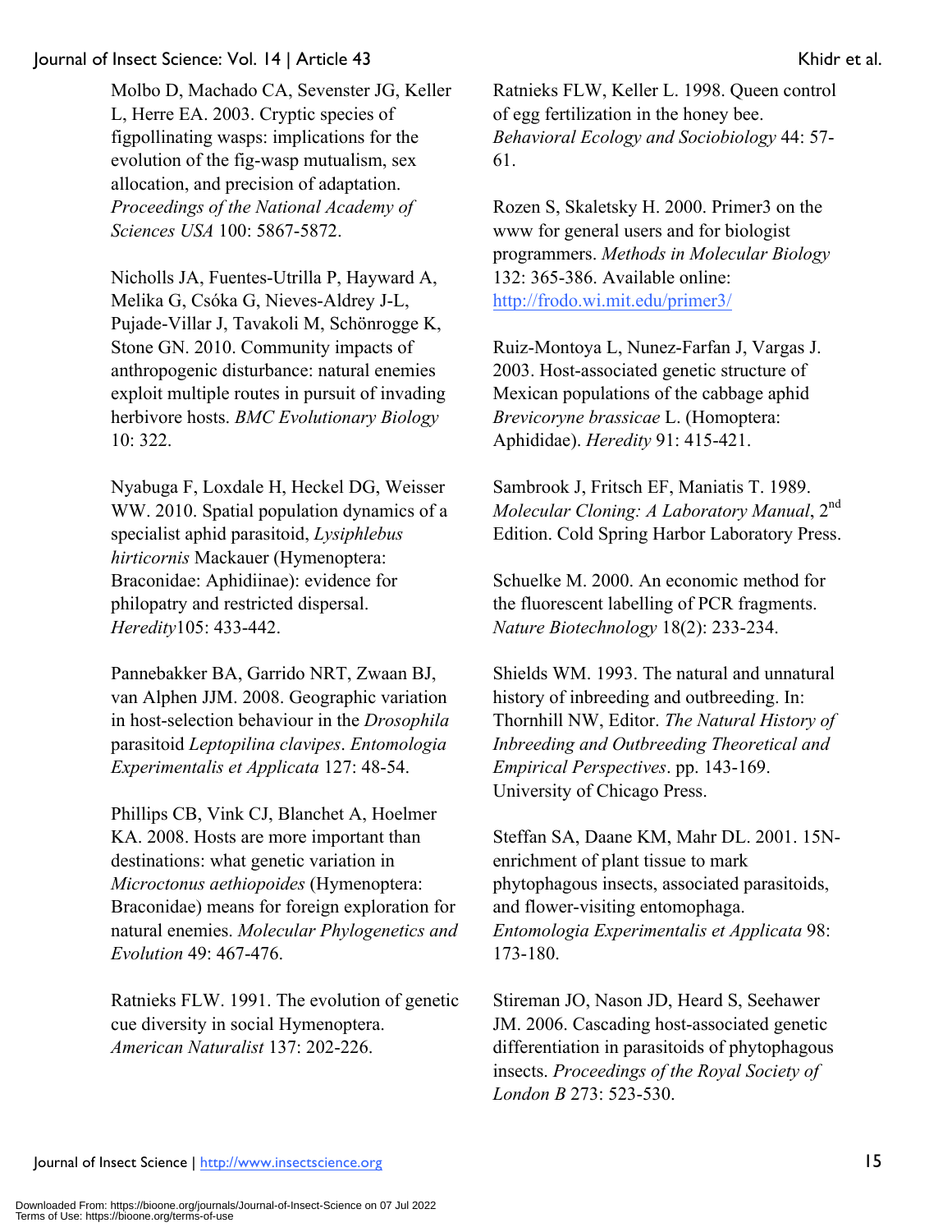Molbo D, Machado CA, Sevenster JG, Keller L, Herre EA. 2003. Cryptic species of figpollinating wasps: implications for the evolution of the fig-wasp mutualism, sex allocation, and precision of adaptation. *Proceedings of the National Academy of Sciences USA* 100: 5867-5872.

Nicholls JA, Fuentes-Utrilla P, Hayward A, Melika G, Csóka G, Nieves-Aldrey J-L, Pujade-Villar J, Tavakoli M, Schönrogge K, Stone GN. 2010. Community impacts of anthropogenic disturbance: natural enemies exploit multiple routes in pursuit of invading herbivore hosts. *BMC Evolutionary Biology* 10: 322.

Nyabuga F, Loxdale H, Heckel DG, Weisser WW. 2010. Spatial population dynamics of a specialist aphid parasitoid, *Lysiphlebus hirticornis* Mackauer (Hymenoptera: Braconidae: Aphidiinae): evidence for philopatry and restricted dispersal. *Heredity*105: 433-442.

Pannebakker BA, Garrido NRT, Zwaan BJ, van Alphen JJM. 2008. Geographic variation in host-selection behaviour in the *Drosophila* parasitoid *Leptopilina clavipes*. *Entomologia Experimentalis et Applicata* 127: 48-54.

Phillips CB, Vink CJ, Blanchet A, Hoelmer KA. 2008. Hosts are more important than destinations: what genetic variation in *Microctonus aethiopoides* (Hymenoptera: Braconidae) means for foreign exploration for natural enemies. *Molecular Phylogenetics and Evolution* 49: 467-476.

Ratnieks FLW. 1991. The evolution of genetic cue diversity in social Hymenoptera. *American Naturalist* 137: 202-226.

Ratnieks FLW, Keller L. 1998. Queen control of egg fertilization in the honey bee. *Behavioral Ecology and Sociobiology* 44: 57-61.

Rozen S, Skaletsky H. 2000. Primer3 on the www for general users and for biologist programmers. *Methods in Molecular Biology* 132: 365-386. Available online: http://frodo.wi.mit.edu/primer3/

Ruiz-Montoya L, Nunez-Farfan J, Vargas J. 2003. Host-associated genetic structure of Mexican populations of the cabbage aphid *Brevicoryne brassicae* L. (Homoptera: Aphididae). *Heredity* 91: 415-421.

Sambrook J, Fritsch EF, Maniatis T. 1989. *Molecular Cloning: A Laboratory Manual*, 2nd Edition. Cold Spring Harbor Laboratory Press.

Schuelke M. 2000. An economic method for the fluorescent labelling of PCR fragments. *Nature Biotechnology* 18(2): 233-234.

Shields WM. 1993. The natural and unnatural history of inbreeding and outbreeding. In: Thornhill NW, Editor. *The Natural History of Inbreeding and Outbreeding Theoretical and Empirical Perspectives*. pp. 143-169. University of Chicago Press.

Steffan SA, Daane KM, Mahr DL. 2001. 15N-enrichment of plant tissue to mark phytophagous insects, associated parasitoids, and flower-visiting entomophaga. *Entomologia Experimentalis et Applicata* 98: 173-180.

Stireman JO, Nason JD, Heard S, Seehawer JM. 2006. Cascading host-associated genetic differentiation in parasitoids of phytophagous insects. *Proceedings of the Royal Society of London B* 273: 523-530.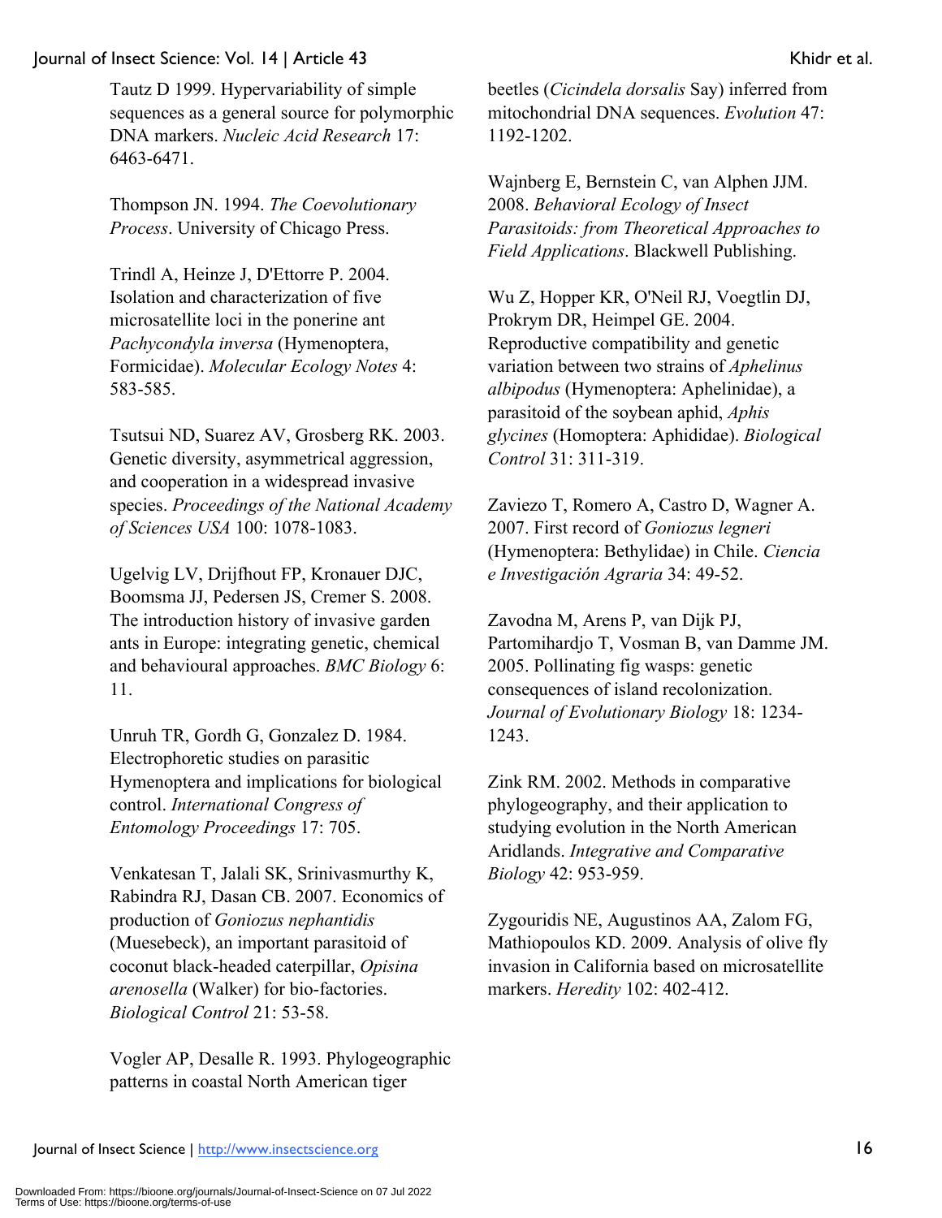Tautz D 1999. Hypervariability of simple sequences as a general source for polymorphic DNA markers. *Nucleic Acid Research* 17: 6463-6471.

Thompson JN. 1994. *The Coevolutionary Process*. University of Chicago Press.

Trindl A, Heinze J, D'Ettorre P. 2004. Isolation and characterization of five microsatellite loci in the ponerine ant *Pachycondyla inversa* (Hymenoptera, Formicidae). *Molecular Ecology Notes* 4: 583-585.

Tsutsui ND, Suarez AV, Grosberg RK. 2003. Genetic diversity, asymmetrical aggression, and cooperation in a widespread invasive species. *Proceedings of the National Academy of Sciences USA* 100: 1078-1083.

Ugelvig LV, Drijfhout FP, Kronauer DJC, Boomsma JJ, Pedersen JS, Cremer S. 2008. The introduction history of invasive garden ants in Europe: integrating genetic, chemical and behavioural approaches. *BMC Biology* 6: 11.

Unruh TR, Gordh G, Gonzalez D. 1984. Electrophoretic studies on parasitic Hymenoptera and implications for biological control. *International Congress of Entomology Proceedings* 17: 705.

Venkatesan T, Jalali SK, Srinivasmurthy K, Rabindra RJ, Dasan CB. 2007. Economics of production of *Goniozus nephantidis* (Muesebeck), an important parasitoid of coconut black-headed caterpillar, *Opisina arenosella* (Walker) for bio-factories. *Biological Control* 21: 53-58.

Vogler AP, Desalle R. 1993. Phylogeographic patterns in coastal North American tiger beetles (*Cicindela dorsalis* Say) inferred from mitochondrial DNA sequences. *Evolution* 47: 1192-1202.

Wajnberg E, Bernstein C, van Alphen JJM. 2008. *Behavioral Ecology of Insect Parasitoids: from Theoretical Approaches to Field Applications*. Blackwell Publishing.

Wu Z, Hopper KR, O'Neil RJ, Voegtlin DJ, Prokrym DR, Heimpel GE. 2004. Reproductive compatibility and genetic variation between two strains of *Aphelinus albipodus* (Hymenoptera: Aphelinidae), a parasitoid of the soybean aphid, *Aphis glycines* (Homoptera: Aphididae). *Biological Control* 31: 311-319.

Zaviezo T, Romero A, Castro D, Wagner A. 2007. First record of *Goniozus legneri* (Hymenoptera: Bethylidae) in Chile. *Ciencia e Investigación Agraria* 34: 49-52.

Zavodna M, Arens P, van Dijk PJ, Partomihardjo T, Vosman B, van Damme JM. 2005. Pollinating fig wasps: genetic consequences of island recolonization. *Journal of Evolutionary Biology* 18: 1234-1243.

Zink RM. 2002. Methods in comparative phylogeography, and their application to studying evolution in the North American Aridlands. *Integrative and Comparative Biology* 42: 953-959.

Zygouridis NE, Augustinos AA, Zalom FG, Mathiopoulos KD. 2009. Analysis of olive fly invasion in California based on microsatellite markers. *Heredity* 102: 402-412.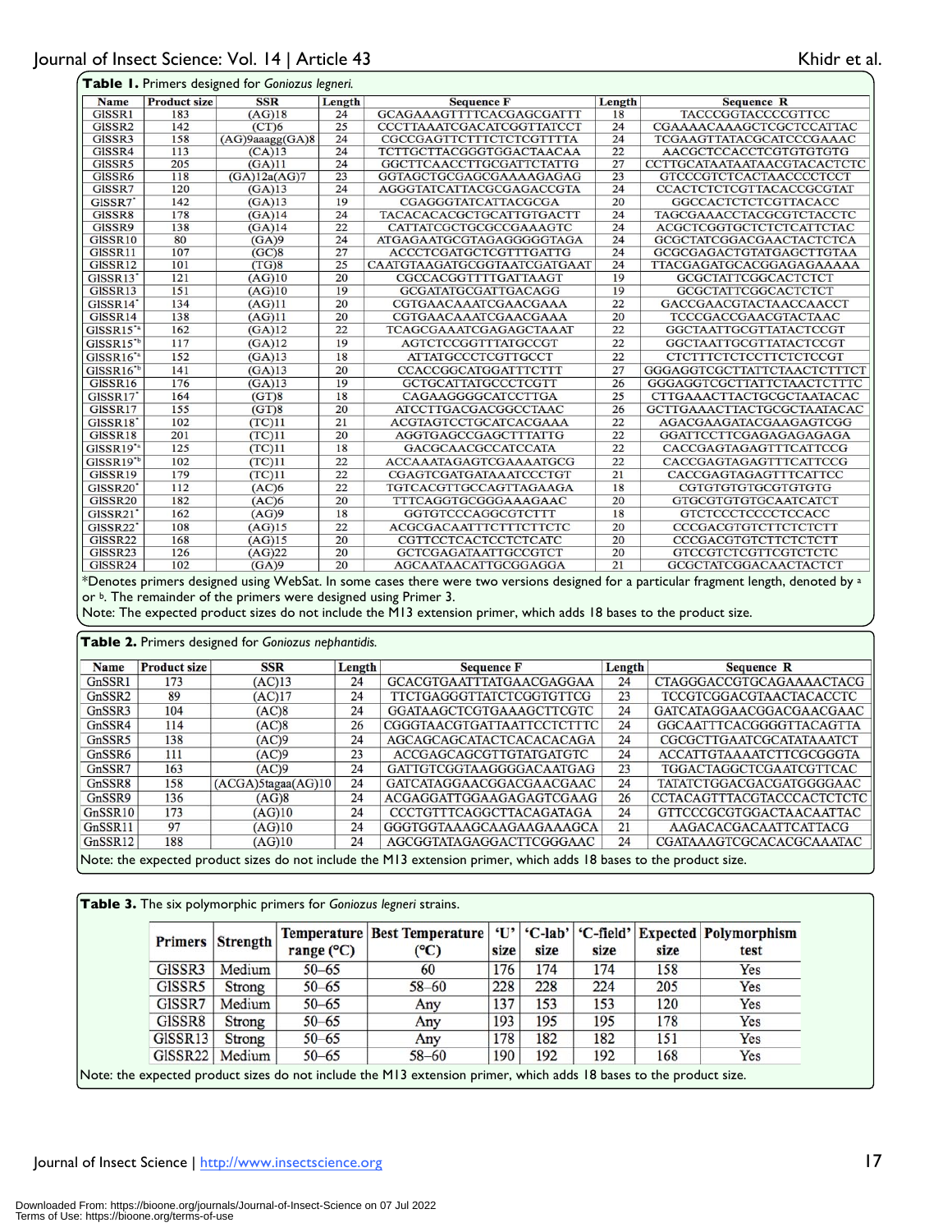**Table 1.** Primers designed for *Goniozus legneri.*

| Name | Product size | SSR | Length | Sequence F | Length | Sequence R |
|---|---|---|---|---|---|---|
| GlSSR1 | 183 | (AG)18 | 24 | GCAGAAAGTTTTCACGAGCGATTT | 18 | TACCCGGTACCCCGTTCC |
| GlSSR2 | 142 | (CT)6 | 25 | CCCTTAAATCGACATCGGTTATCCT | 24 | CGAAAACAAAGCTCGCTCCATTAC |
| GlSSR3 | 158 | (AG)9aaagg(GA)8 | 24 | CGCCGAGTTCTTTCTCTCGTTTTA | 24 | TCGAAGTTATACGCATCCCGAAAC |
| GlSSR4 | 113 | (CA)13 | 24 | TCTTGCTTACGGGTGGACTAACAA | 22 | AACGCTCCACCTCGTGTGTGTG |
| GlSSR5 | 205 | (GA)11 | 24 | GGCTTCAACCTTGCGATTCTATTG | 27 | CCTTGCATAATAATAACGTACACTCTC |
| GlSSR6 | 118 | (GA)12a(AG)7 | 23 | GGTAGCTGCGAGCGAAAAGAGAG | 23 | GTCCCGTCTCACTAACCCCTCCT |
| GlSSR7 | 120 | (GA)13 | 24 | AGGGTATCATTACGCGAGACCGTA | 24 | CCACTCTCTCGTTACACCGCGTAT |
| GlSSR7* | 142 | (GA)13 | 19 | CGAGGGTATCATTACGCGA | 20 | GGCCACTCTCTCGTTACACC |
| GlSSR8 | 178 | (GA)14 | 24 | TACACACACGCTGCATTGTGACTT | 24 | TAGCGAAACCTACGCGTCTACCTC |
| GlSSR9 | 138 | (GA)14 | 22 | CATTATCGCTGCGCCGAAAGTC | 24 | ACGCTCGGTGCTCTCTCATTCTAC |
| GlSSR10 | 80 | (GA)9 | 24 | ATGAGAATGCGTAGAGGGGGTAGA | 24 | GCGCTATCGGACGAACTACTCTCA |
| GlSSR11 | 107 | (GC)8 | 27 | ACCCTCGATGCTCGTTTGATTG | 24 | GCGCGAGACTGTATGAGCTTGTAA |
| GlSSR12 | 101 | (TG)8 | 25 | CAATGTAAGATGCGGTAATCGATGAAT | 24 | TTACGAGATGCACGGAGAGAAAAA |
| GlSSR13* | 121 | (AG)10 | 20 | CGCCACGGTTTTGATTAAGT | 19 | GCGCTATTCGGCACTCTCT |
| GlSSR13 | 151 | (AG)10 | 19 | GCGATATGCGATTGACAGG | 19 | GCGCTATTCGGCACTCTCT |
| GlSSR14* | 134 | (AG)11 | 20 | CGTGAACAAATCGAACGAAA | 22 | GACCGAACGTACTAACCAACCT |
| GlSSR14 | 138 | (AG)11 | 20 | CGTGAACAAATCGAACGAAA | 20 | TCCCGACCGAACGTACTAAC |
| GlSSR15*a | 162 | (GA)12 | 22 | TCAGCGAAATCGAGAGCTAAAT | 22 | GGCTAATTGCGTTATACTCCGT |
| GlSSR15*b | 117 | (GA)12 | 19 | AGTCTCCGGTTTATGCCGT | 22 | GGCTAATTGCGTTATACTCCGT |
| GlSSR16*a | 152 | (GA)13 | 18 | ATTATGCCCTCGTTGCCT | 22 | CTCTTTCTCTCCTTCTCTCCGT |
| GlSSR16*b | 141 | (GA)13 | 20 | CCACCGGCATGGATTTCTTT | 27 | GGGAGGTCGCTTATTCTAACTCTTTC |
| GlSSR16 | 176 | (GA)13 | 19 | GCTGCATTATGCCCTCGTT | 26 | GGGAGGTCGCTTATTCTAACTCTTTC |
| GlSSR17* | 164 | (GT)8 | 18 | CAGAAGGGGCATCCTTGA | 25 | CTTGAAACTTACTGCGCTAATACAC |
| GlSSR17 | 155 | (GT)8 | 20 | ATCCTTGACGACGGCCTAAC | 26 | GCTTGAAACTTACTGCGCTAATACAC |
| GlSSR18* | 102 | (TC)11 | 21 | ACGTAGTCCTGCATCACGAAA | 22 | AGACGAAGATACGAAGAGTCGG |
| GlSSR18 | 201 | (TC)11 | 20 | AGGTGAGCCGAGCTTTATTG | 22 | GGATTCCTTCGAGAGAGAGAGA |
| GlSSR19*a | 125 | (TC)11 | 18 | GACGCAACGCCATCCATA | 22 | CACCGAGTAGAGTTTCATTCCG |
| GlSSR19*b | 102 | (TC)11 | 22 | ACCAAATAGAGTCGAAAATGCG | 22 | CACCGAGTAGAGTTTCATTCCG |
| GlSSR19 | 179 | (TC)11 | 22 | CGAGTCGATGATAAATCCCTGT | 21 | CACCGAGTAGAGTTTCATTCC |
| GlSSR20* | 112 | (AC)6 | 22 | TGTCACGTTGCCAGTTAGAAGA | 18 | CGTGTGTGTGCGTGTGTG |
| GlSSR20 | 182 | (AC)6 | 20 | TTTCAGGTGCGGGAAAGAAC | 20 | GTGCGTGTGTGCAATCATCT |
| GlSSR21* | 162 | (AG)9 | 18 | GGTGTCCCAGGCGTCTTT | 18 | GTCTCCCTCCCCTCCACC |
| GlSSR22* | 108 | (AG)15 | 22 | ACGCGACAATTTCTTTCTTCTC | 20 | CCCGACGTGTCTTCTCTCTT |
| GlSSR22 | 168 | (AG)15 | 20 | CGTTCCTCACTCCTCTCATC | 20 | CCCGACGTGTCTTCTCTCTT |
| GlSSR23 | 126 | (AG)22 | 20 | GCTCGAGATAATTGCCGTCT | 20 | GTCCGTCTCGTTCGTCTCTC |
| GlSSR24 | 102 | (GA)9 | 20 | AGCAATAACATTGCGGAGGA | 21 | GCGCTATCGGACAACTACTCT |

*Denotes primers designed using WebSat. In some cases there were two versions designed for a particular fragment length, denoted by a or b. The remainder of the primers were designed using Primer 3.
Note: The expected product sizes do not include the M13 extension primer, which adds 18 bases to the product size.

**Table 2.** Primers designed for *Goniozus nephantidis.*

| Name | Product size | SSR | Length | Sequence F | Length | Sequence R |
|---|---|---|---|---|---|---|
| GnSSR1 | 173 | (AC)13 | 24 | GCACGTGAATTTATGAACGAGGAA | 24 | CTAGGGACCGTGCAGAAAACTACG |
| GnSSR2 | 89 | (AC)17 | 24 | TTCTGAGGGTTATCTCGGTGTTCG | 23 | TCCGTCGGACGTAACTACACCTC |
| GnSSR3 | 104 | (AC)8 | 24 | GGATAAGCTCGTGAAAGCTTCGTC | 24 | GATCATAGGAACGGACGAACGAAC |
| GnSSR4 | 114 | (AC)8 | 26 | CGGGTAACGTGATTAATTCCTCTTTC | 24 | GGCAATTTCACGGGGTTACAGTTA |
| GnSSR5 | 138 | (AC)9 | 24 | AGCAGCAGCATACTCACACACAGA | 24 | CGCGCTTGAATCGCATATAAACT |
| GnSSR6 | 111 | (AC)9 | 23 | ACCGAGCAGCGTTGTATGATGTC | 24 | ACCATTGTAAAATCTTCGCGGGTA |
| GnSSR7 | 163 | (AC)9 | 24 | GATTGTCGGTAAGGGGACAATGAG | 23 | TGGACTAGGCTCGAATCGTTCAC |
| GnSSR8 | 158 | (ACGA)5tagaa(AG)10 | 24 | GATCATAGGAACGGACGAACGAAC | 24 | TATATCTGGACGACGATGGGGAAC |
| GnSSR9 | 136 | (AG)8 | 24 | ACGAGGATTGGAAGAGAGTCGAAG | 26 | CCTACAGTTTACGTACCCACTCTCTC |
| GnSSR10 | 173 | (AG)10 | 24 | CCCTGTTTCAGGCTTACAGATAGG | 24 | GTTCCCGCGTGGACTAACAATTAC |
| GnSSR11 | 97 | (AG)10 | 24 | GGGTGGTAAAGCAAGAAGAAAGCA | 21 | AAGACACGACAATTCATTACG |
| GnSSR12 | 188 | (AG)10 | 24 | AGCGGTATAGAGGACTTCGGGAAC | 24 | CGATAAAGTCGCACACGCAAATAC |

Note: the expected product sizes do not include the M13 extension primer, which adds 18 bases to the product size.

**Table 3.** The six polymorphic primers for *Goniozus legneri* strains.

| Primers | Strength | Temperature range (°C) | Best Temperature (°C) | 'U' size | 'C-lab' size | 'C-field' size | Expected size | Polymorphism test |
|---|---|---|---|---|---|---|---|---|
| GlSSR3 | Medium | 50–65 | 60 | 176 | 174 | 174 | 158 | Yes |
| GlSSR5 | Strong | 50–65 | 58–60 | 228 | 228 | 224 | 205 | Yes |
| GlSSR7 | Medium | 50–65 | Any | 137 | 153 | 153 | 120 | Yes |
| GlSSR8 | Strong | 50–65 | Any | 193 | 195 | 195 | 178 | Yes |
| GlSSR13 | Strong | 50–65 | Any | 178 | 182 | 182 | 151 | Yes |
| GlSSR22 | Medium | 50–65 | 58–60 | 190 | 192 | 192 | 168 | Yes |

Note: the expected product sizes do not include the M13 extension primer, which adds 18 bases to the product size.